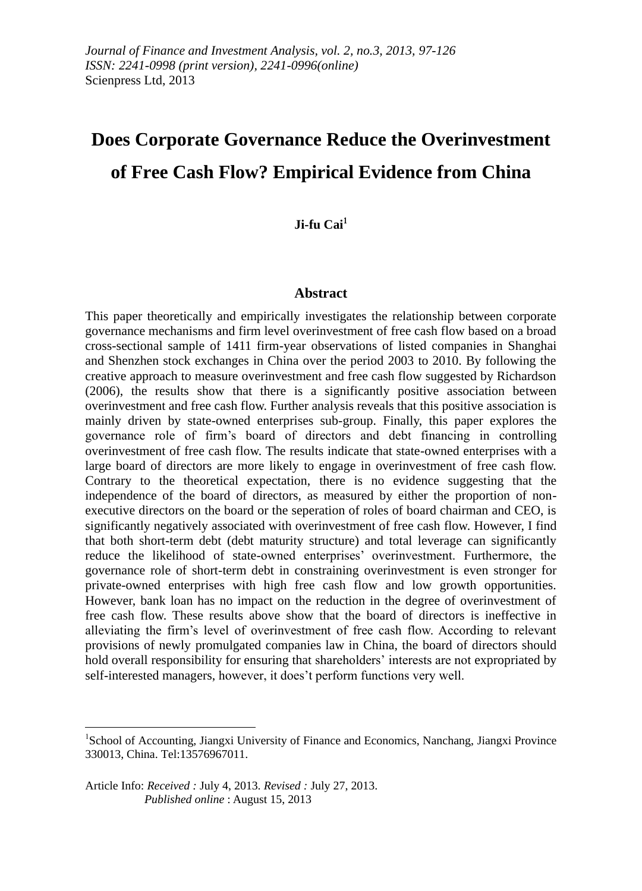*Journal of Finance and Investment Analysis, vol. 2, no.3, 2013, 97-126*
*ISSN: 2241-0998 (print version), 2241-0996(online)*
Scienpress Ltd, 2013

# Does Corporate Governance Reduce the Overinvestment of Free Cash Flow? Empirical Evidence from China

**Ji-fu Cai**[1]

## Abstract

This paper theoretically and empirically investigates the relationship between corporate governance mechanisms and firm level overinvestment of free cash flow based on a broad cross-sectional sample of 1411 firm-year observations of listed companies in Shanghai and Shenzhen stock exchanges in China over the period 2003 to 2010. By following the creative approach to measure overinvestment and free cash flow suggested by Richardson (2006), the results show that there is a significantly positive association between overinvestment and free cash flow. Further analysis reveals that this positive association is mainly driven by state-owned enterprises sub-group. Finally, this paper explores the governance role of firm's board of directors and debt financing in controlling overinvestment of free cash flow. The results indicate that state-owned enterprises with a large board of directors are more likely to engage in overinvestment of free cash flow. Contrary to the theoretical expectation, there is no evidence suggesting that the independence of the board of directors, as measured by either the proportion of non-executive directors on the board or the seperation of roles of board chairman and CEO, is significantly negatively associated with overinvestment of free cash flow. However, I find that both short-term debt (debt maturity structure) and total leverage can significantly reduce the likelihood of state-owned enterprises' overinvestment. Furthermore, the governance role of short-term debt in constraining overinvestment is even stronger for private-owned enterprises with high free cash flow and low growth opportunities. However, bank loan has no impact on the reduction in the degree of overinvestment of free cash flow. These results above show that the board of directors is ineffective in alleviating the firm's level of overinvestment of free cash flow. According to relevant provisions of newly promulgated companies law in China, the board of directors should hold overall responsibility for ensuring that shareholders' interests are not expropriated by self-interested managers, however, it does't perform functions very well.

---

[1] School of Accounting, Jiangxi University of Finance and Economics, Nanchang, Jiangxi Province 330013, China. Tel:13576967011.

Article Info: *Received :* July 4, 2013. *Revised :* July 27, 2013.
*Published online* : August 15, 2013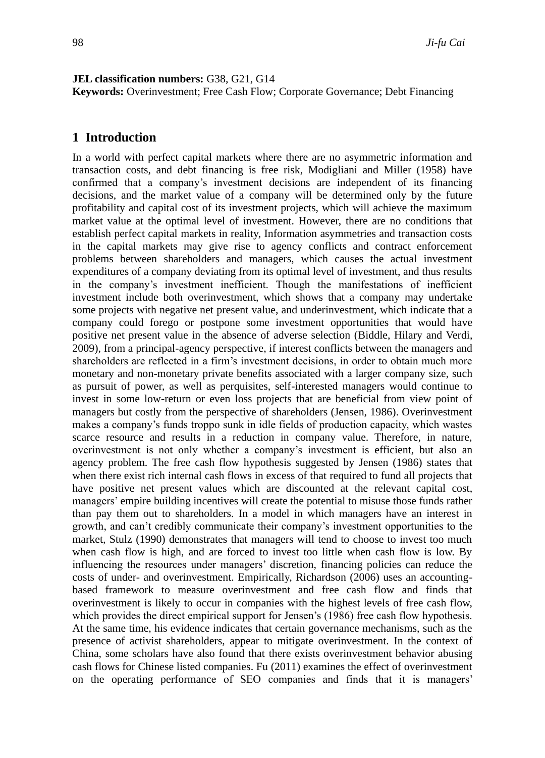**JEL classification numbers:** G38, G21, G14
**Keywords:** Overinvestment; Free Cash Flow; Corporate Governance; Debt Financing

## 1 Introduction

In a world with perfect capital markets where there are no asymmetric information and transaction costs, and debt financing is free risk, Modigliani and Miller (1958) have confirmed that a company's investment decisions are independent of its financing decisions, and the market value of a company will be determined only by the future profitability and capital cost of its investment projects, which will achieve the maximum market value at the optimal level of investment. However, there are no conditions that establish perfect capital markets in reality, Information asymmetries and transaction costs in the capital markets may give rise to agency conflicts and contract enforcement problems between shareholders and managers, which causes the actual investment expenditures of a company deviating from its optimal level of investment, and thus results in the company's investment inefficient. Though the manifestations of inefficient investment include both overinvestment, which shows that a company may undertake some projects with negative net present value, and underinvestment, which indicate that a company could forego or postpone some investment opportunities that would have positive net present value in the absence of adverse selection (Biddle, Hilary and Verdi, 2009), from a principal-agency perspective, if interest conflicts between the managers and shareholders are reflected in a firm's investment decisions, in order to obtain much more monetary and non-monetary private benefits associated with a larger company size, such as pursuit of power, as well as perquisites, self-interested managers would continue to invest in some low-return or even loss projects that are beneficial from view point of managers but costly from the perspective of shareholders (Jensen, 1986). Overinvestment makes a company's funds troppo sunk in idle fields of production capacity, which wastes scarce resource and results in a reduction in company value. Therefore, in nature, overinvestment is not only whether a company's investment is efficient, but also an agency problem. The free cash flow hypothesis suggested by Jensen (1986) states that when there exist rich internal cash flows in excess of that required to fund all projects that have positive net present values which are discounted at the relevant capital cost, managers' empire building incentives will create the potential to misuse those funds rather than pay them out to shareholders. In a model in which managers have an interest in growth, and can't credibly communicate their company's investment opportunities to the market, Stulz (1990) demonstrates that managers will tend to choose to invest too much when cash flow is high, and are forced to invest too little when cash flow is low. By influencing the resources under managers' discretion, financing policies can reduce the costs of under- and overinvestment. Empirically, Richardson (2006) uses an accounting-based framework to measure overinvestment and free cash flow and finds that overinvestment is likely to occur in companies with the highest levels of free cash flow, which provides the direct empirical support for Jensen's (1986) free cash flow hypothesis. At the same time, his evidence indicates that certain governance mechanisms, such as the presence of activist shareholders, appear to mitigate overinvestment. In the context of China, some scholars have also found that there exists overinvestment behavior abusing cash flows for Chinese listed companies. Fu (2011) examines the effect of overinvestment on the operating performance of SEO companies and finds that it is managers'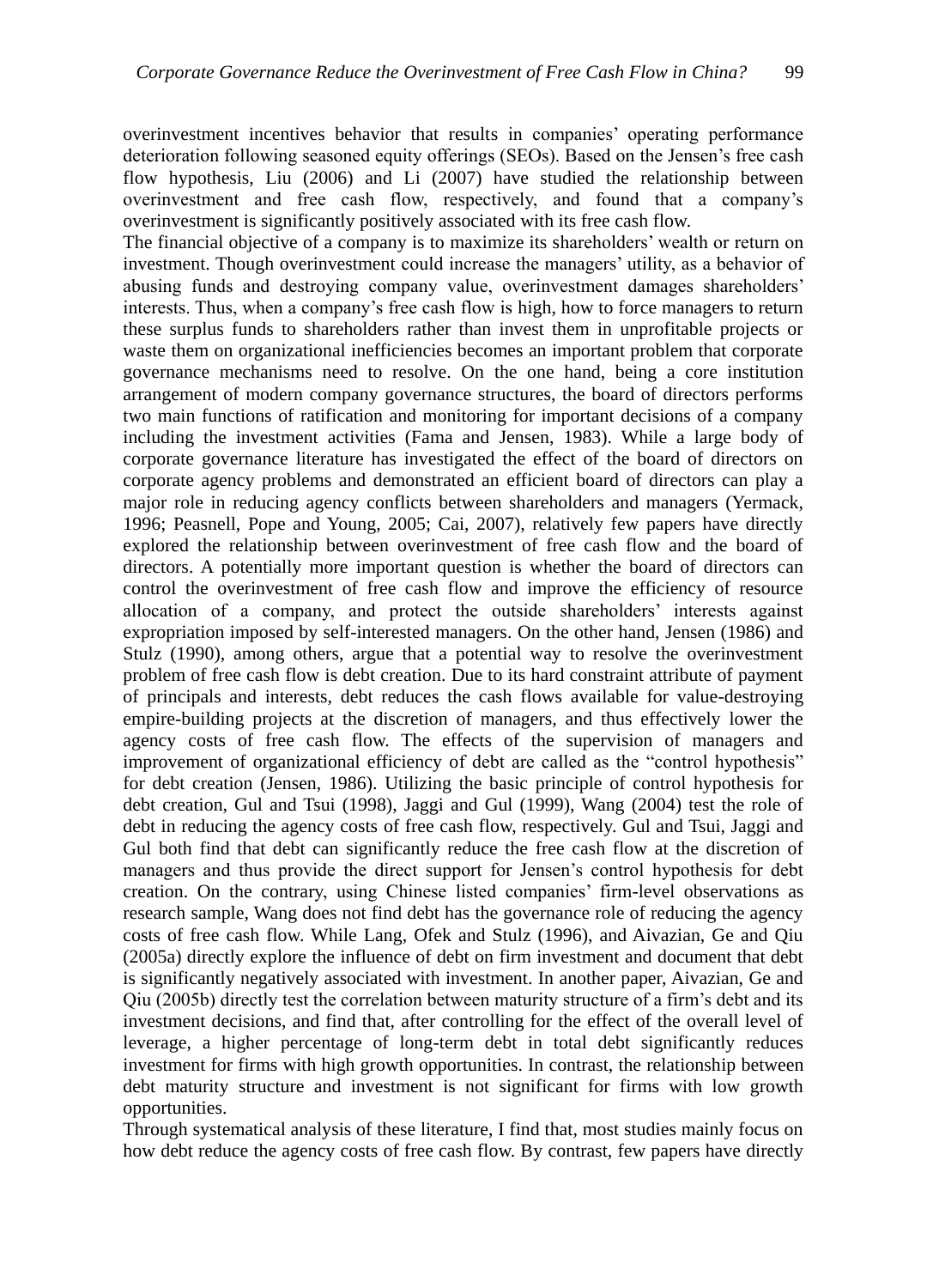overinvestment incentives behavior that results in companies' operating performance deterioration following seasoned equity offerings (SEOs). Based on the Jensen's free cash flow hypothesis, Liu (2006) and Li (2007) have studied the relationship between overinvestment and free cash flow, respectively, and found that a company's overinvestment is significantly positively associated with its free cash flow.

The financial objective of a company is to maximize its shareholders' wealth or return on investment. Though overinvestment could increase the managers' utility, as a behavior of abusing funds and destroying company value, overinvestment damages shareholders' interests. Thus, when a company's free cash flow is high, how to force managers to return these surplus funds to shareholders rather than invest them in unprofitable projects or waste them on organizational inefficiencies becomes an important problem that corporate governance mechanisms need to resolve. On the one hand, being a core institution arrangement of modern company governance structures, the board of directors performs two main functions of ratification and monitoring for important decisions of a company including the investment activities (Fama and Jensen, 1983). While a large body of corporate governance literature has investigated the effect of the board of directors on corporate agency problems and demonstrated an efficient board of directors can play a major role in reducing agency conflicts between shareholders and managers (Yermack, 1996; Peasnell, Pope and Young, 2005; Cai, 2007), relatively few papers have directly explored the relationship between overinvestment of free cash flow and the board of directors. A potentially more important question is whether the board of directors can control the overinvestment of free cash flow and improve the efficiency of resource allocation of a company, and protect the outside shareholders' interests against expropriation imposed by self-interested managers. On the other hand, Jensen (1986) and Stulz (1990), among others, argue that a potential way to resolve the overinvestment problem of free cash flow is debt creation. Due to its hard constraint attribute of payment of principals and interests, debt reduces the cash flows available for value-destroying empire-building projects at the discretion of managers, and thus effectively lower the agency costs of free cash flow. The effects of the supervision of managers and improvement of organizational efficiency of debt are called as the "control hypothesis" for debt creation (Jensen, 1986). Utilizing the basic principle of control hypothesis for debt creation, Gul and Tsui (1998), Jaggi and Gul (1999), Wang (2004) test the role of debt in reducing the agency costs of free cash flow, respectively. Gul and Tsui, Jaggi and Gul both find that debt can significantly reduce the free cash flow at the discretion of managers and thus provide the direct support for Jensen's control hypothesis for debt creation. On the contrary, using Chinese listed companies' firm-level observations as research sample, Wang does not find debt has the governance role of reducing the agency costs of free cash flow. While Lang, Ofek and Stulz (1996), and Aivazian, Ge and Qiu (2005a) directly explore the influence of debt on firm investment and document that debt is significantly negatively associated with investment. In another paper, Aivazian, Ge and Qiu (2005b) directly test the correlation between maturity structure of a firm's debt and its investment decisions, and find that, after controlling for the effect of the overall level of leverage, a higher percentage of long-term debt in total debt significantly reduces investment for firms with high growth opportunities. In contrast, the relationship between debt maturity structure and investment is not significant for firms with low growth opportunities.

Through systematical analysis of these literature, I find that, most studies mainly focus on how debt reduce the agency costs of free cash flow. By contrast, few papers have directly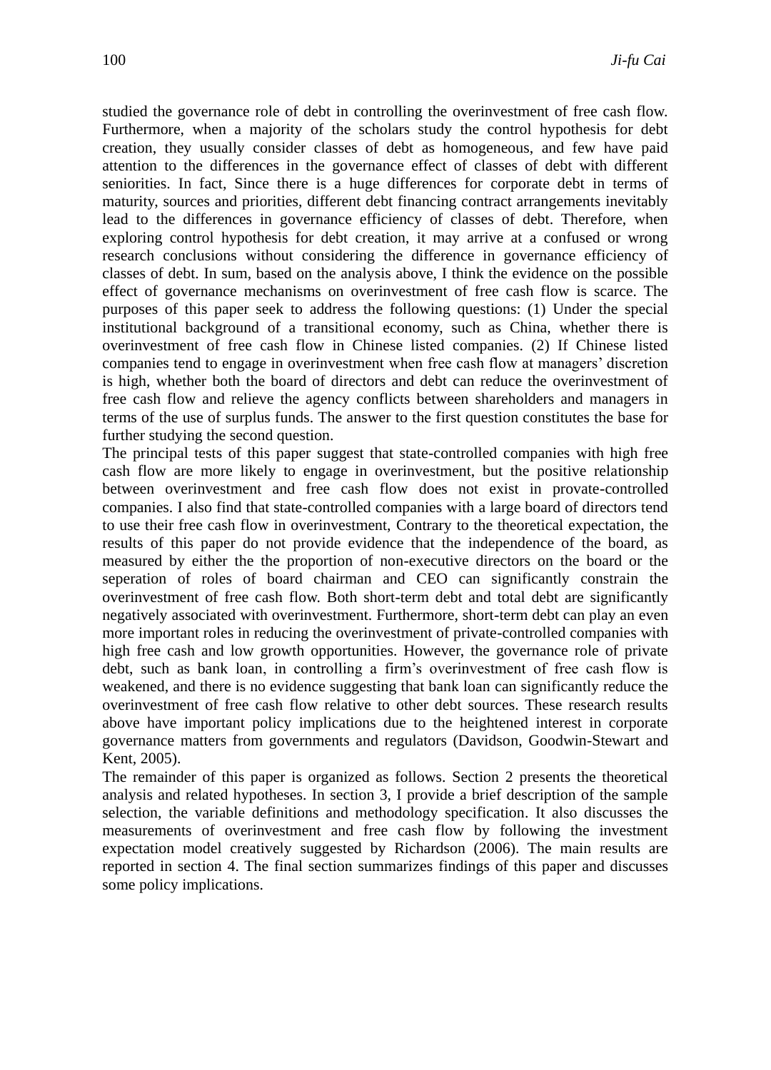studied the governance role of debt in controlling the overinvestment of free cash flow. Furthermore, when a majority of the scholars study the control hypothesis for debt creation, they usually consider classes of debt as homogeneous, and few have paid attention to the differences in the governance effect of classes of debt with different seniorities. In fact, Since there is a huge differences for corporate debt in terms of maturity, sources and priorities, different debt financing contract arrangements inevitably lead to the differences in governance efficiency of classes of debt. Therefore, when exploring control hypothesis for debt creation, it may arrive at a confused or wrong research conclusions without considering the difference in governance efficiency of classes of debt. In sum, based on the analysis above, I think the evidence on the possible effect of governance mechanisms on overinvestment of free cash flow is scarce. The purposes of this paper seek to address the following questions: (1) Under the special institutional background of a transitional economy, such as China, whether there is overinvestment of free cash flow in Chinese listed companies. (2) If Chinese listed companies tend to engage in overinvestment when free cash flow at managers' discretion is high, whether both the board of directors and debt can reduce the overinvestment of free cash flow and relieve the agency conflicts between shareholders and managers in terms of the use of surplus funds. The answer to the first question constitutes the base for further studying the second question.

The principal tests of this paper suggest that state-controlled companies with high free cash flow are more likely to engage in overinvestment, but the positive relationship between overinvestment and free cash flow does not exist in provate-controlled companies. I also find that state-controlled companies with a large board of directors tend to use their free cash flow in overinvestment, Contrary to the theoretical expectation, the results of this paper do not provide evidence that the independence of the board, as measured by either the the proportion of non-executive directors on the board or the seperation of roles of board chairman and CEO can significantly constrain the overinvestment of free cash flow. Both short-term debt and total debt are significantly negatively associated with overinvestment. Furthermore, short-term debt can play an even more important roles in reducing the overinvestment of private-controlled companies with high free cash and low growth opportunities. However, the governance role of private debt, such as bank loan, in controlling a firm's overinvestment of free cash flow is weakened, and there is no evidence suggesting that bank loan can significantly reduce the overinvestment of free cash flow relative to other debt sources. These research results above have important policy implications due to the heightened interest in corporate governance matters from governments and regulators (Davidson, Goodwin-Stewart and Kent, 2005).

The remainder of this paper is organized as follows. Section 2 presents the theoretical analysis and related hypotheses. In section 3, I provide a brief description of the sample selection, the variable definitions and methodology specification. It also discusses the measurements of overinvestment and free cash flow by following the investment expectation model creatively suggested by Richardson (2006). The main results are reported in section 4. The final section summarizes findings of this paper and discusses some policy implications.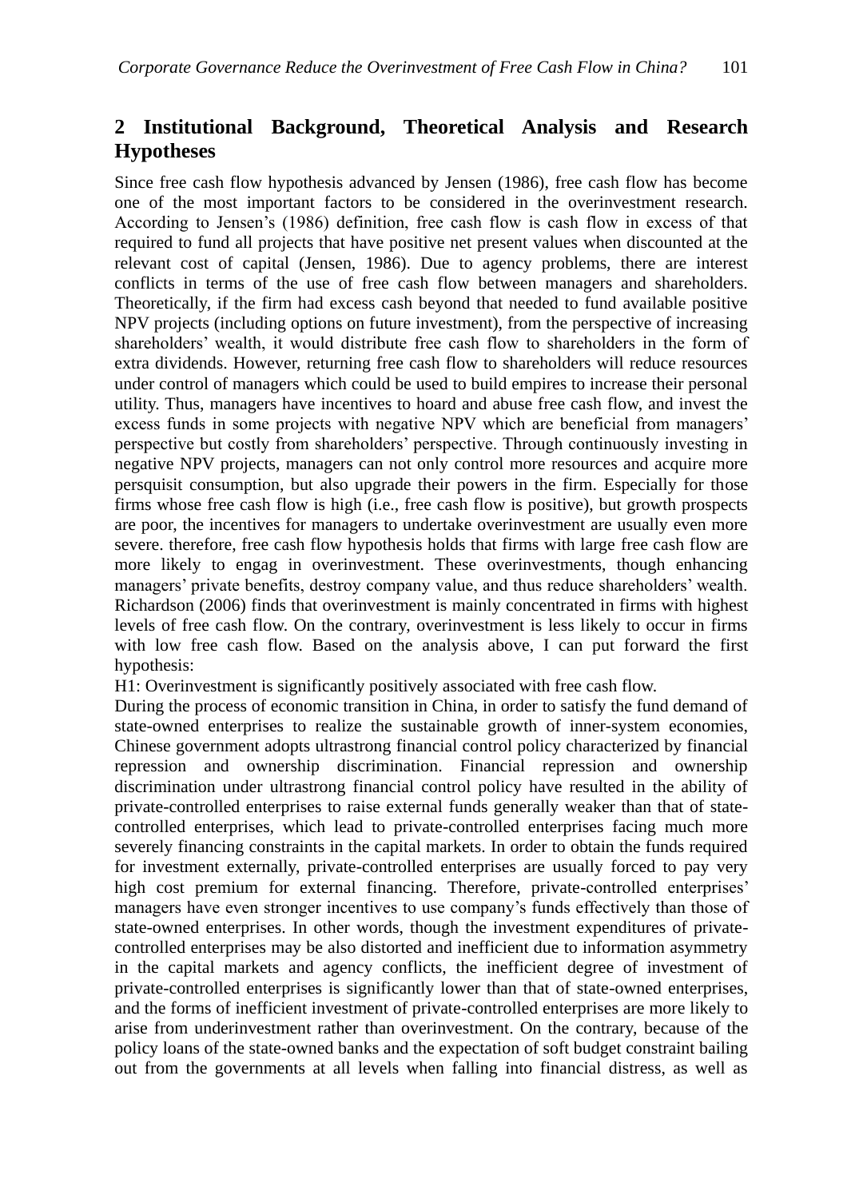## 2 Institutional Background, Theoretical Analysis and Research Hypotheses

Since free cash flow hypothesis advanced by Jensen (1986), free cash flow has become one of the most important factors to be considered in the overinvestment research. According to Jensen's (1986) definition, free cash flow is cash flow in excess of that required to fund all projects that have positive net present values when discounted at the relevant cost of capital (Jensen, 1986). Due to agency problems, there are interest conflicts in terms of the use of free cash flow between managers and shareholders. Theoretically, if the firm had excess cash beyond that needed to fund available positive NPV projects (including options on future investment), from the perspective of increasing shareholders' wealth, it would distribute free cash flow to shareholders in the form of extra dividends. However, returning free cash flow to shareholders will reduce resources under control of managers which could be used to build empires to increase their personal utility. Thus, managers have incentives to hoard and abuse free cash flow, and invest the excess funds in some projects with negative NPV which are beneficial from managers' perspective but costly from shareholders' perspective. Through continuously investing in negative NPV projects, managers can not only control more resources and acquire more persquisit consumption, but also upgrade their powers in the firm. Especially for those firms whose free cash flow is high (i.e., free cash flow is positive), but growth prospects are poor, the incentives for managers to undertake overinvestment are usually even more severe. therefore, free cash flow hypothesis holds that firms with large free cash flow are more likely to engag in overinvestment. These overinvestments, though enhancing managers' private benefits, destroy company value, and thus reduce shareholders' wealth. Richardson (2006) finds that overinvestment is mainly concentrated in firms with highest levels of free cash flow. On the contrary, overinvestment is less likely to occur in firms with low free cash flow. Based on the analysis above, I can put forward the first hypothesis:

H1: Overinvestment is significantly positively associated with free cash flow.

During the process of economic transition in China, in order to satisfy the fund demand of state-owned enterprises to realize the sustainable growth of inner-system economies, Chinese government adopts ultrastrong financial control policy characterized by financial repression and ownership discrimination. Financial repression and ownership discrimination under ultrastrong financial control policy have resulted in the ability of private-controlled enterprises to raise external funds generally weaker than that of state-controlled enterprises, which lead to private-controlled enterprises facing much more severely financing constraints in the capital markets. In order to obtain the funds required for investment externally, private-controlled enterprises are usually forced to pay very high cost premium for external financing. Therefore, private-controlled enterprises' managers have even stronger incentives to use company's funds effectively than those of state-owned enterprises. In other words, though the investment expenditures of private-controlled enterprises may be also distorted and inefficient due to information asymmetry in the capital markets and agency conflicts, the inefficient degree of investment of private-controlled enterprises is significantly lower than that of state-owned enterprises, and the forms of inefficient investment of private-controlled enterprises are more likely to arise from underinvestment rather than overinvestment. On the contrary, because of the policy loans of the state-owned banks and the expectation of soft budget constraint bailing out from the governments at all levels when falling into financial distress, as well as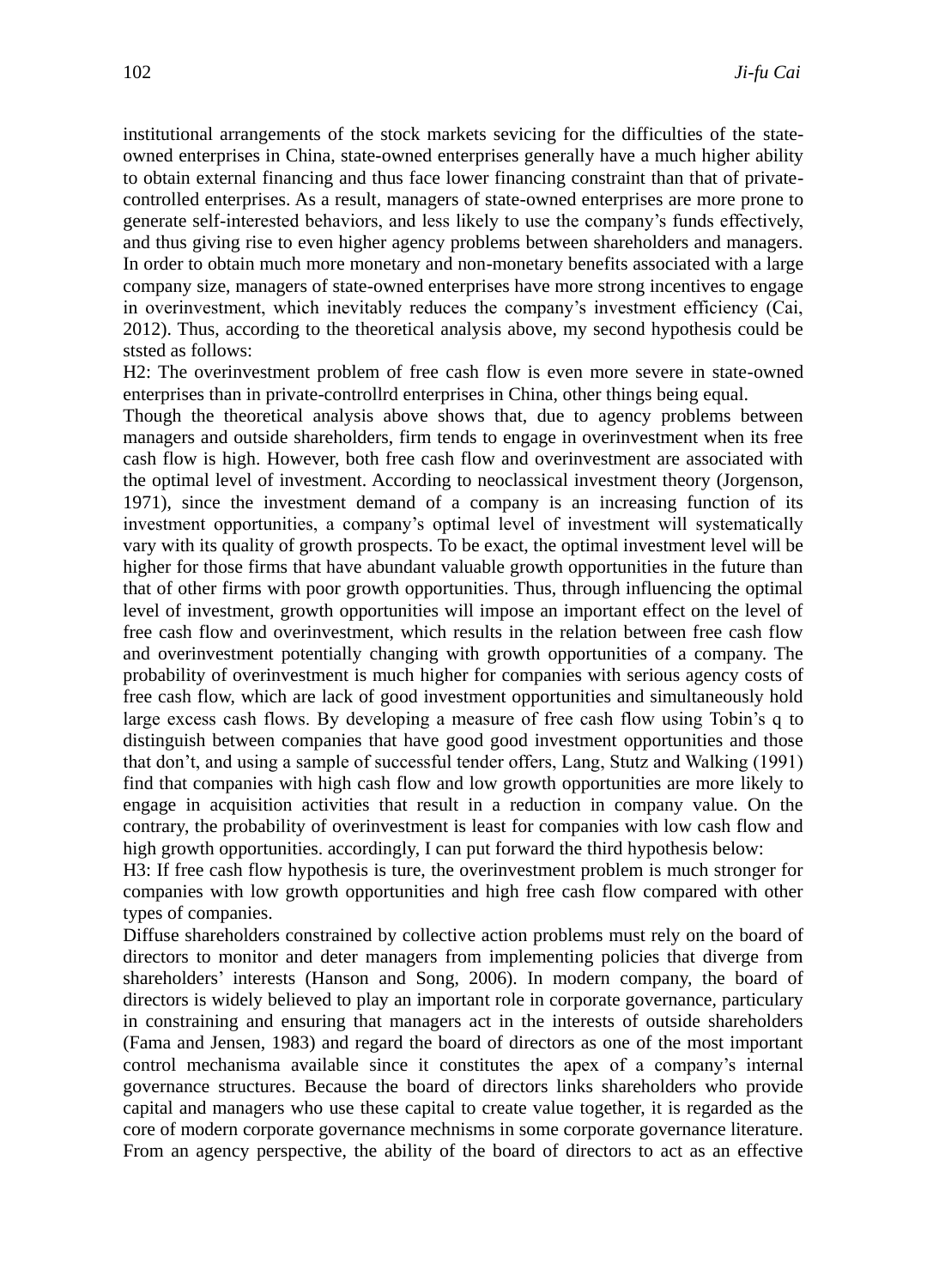institutional arrangements of the stock markets sevicing for the difficulties of the state-owned enterprises in China, state-owned enterprises generally have a much higher ability to obtain external financing and thus face lower financing constraint than that of private-controlled enterprises. As a result, managers of state-owned enterprises are more prone to generate self-interested behaviors, and less likely to use the company's funds effectively, and thus giving rise to even higher agency problems between shareholders and managers. In order to obtain much more monetary and non-monetary benefits associated with a large company size, managers of state-owned enterprises have more strong incentives to engage in overinvestment, which inevitably reduces the company's investment efficiency (Cai, 2012). Thus, according to the theoretical analysis above, my second hypothesis could be ststed as follows:

H2: The overinvestment problem of free cash flow is even more severe in state-owned enterprises than in private-controllrd enterprises in China, other things being equal.

Though the theoretical analysis above shows that, due to agency problems between managers and outside shareholders, firm tends to engage in overinvestment when its free cash flow is high. However, both free cash flow and overinvestment are associated with the optimal level of investment. According to neoclassical investment theory (Jorgenson, 1971), since the investment demand of a company is an increasing function of its investment opportunities, a company's optimal level of investment will systematically vary with its quality of growth prospects. To be exact, the optimal investment level will be higher for those firms that have abundant valuable growth opportunities in the future than that of other firms with poor growth opportunities. Thus, through influencing the optimal level of investment, growth opportunities will impose an important effect on the level of free cash flow and overinvestment, which results in the relation between free cash flow and overinvestment potentially changing with growth opportunities of a company. The probability of overinvestment is much higher for companies with serious agency costs of free cash flow, which are lack of good investment opportunities and simultaneously hold large excess cash flows. By developing a measure of free cash flow using Tobin's q to distinguish between companies that have good good investment opportunities and those that don't, and using a sample of successful tender offers, Lang, Stutz and Walking (1991) find that companies with high cash flow and low growth opportunities are more likely to engage in acquisition activities that result in a reduction in company value. On the contrary, the probability of overinvestment is least for companies with low cash flow and high growth opportunities. accordingly, I can put forward the third hypothesis below:

H3: If free cash flow hypothesis is ture, the overinvestment problem is much stronger for companies with low growth opportunities and high free cash flow compared with other types of companies.

Diffuse shareholders constrained by collective action problems must rely on the board of directors to monitor and deter managers from implementing policies that diverge from shareholders' interests (Hanson and Song, 2006). In modern company, the board of directors is widely believed to play an important role in corporate governance, particulary in constraining and ensuring that managers act in the interests of outside shareholders (Fama and Jensen, 1983) and regard the board of directors as one of the most important control mechanisma available since it constitutes the apex of a company's internal governance structures. Because the board of directors links shareholders who provide capital and managers who use these capital to create value together, it is regarded as the core of modern corporate governance mechnisms in some corporate governance literature. From an agency perspective, the ability of the board of directors to act as an effective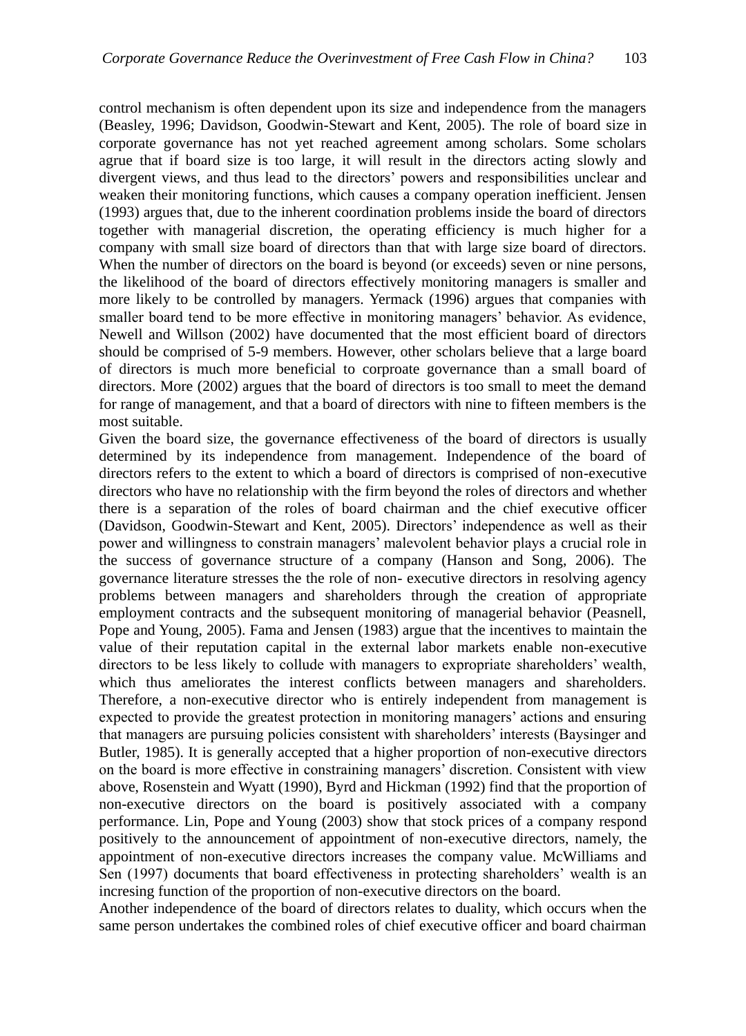control mechanism is often dependent upon its size and independence from the managers (Beasley, 1996; Davidson, Goodwin-Stewart and Kent, 2005). The role of board size in corporate governance has not yet reached agreement among scholars. Some scholars agrue that if board size is too large, it will result in the directors acting slowly and divergent views, and thus lead to the directors' powers and responsibilities unclear and weaken their monitoring functions, which causes a company operation inefficient. Jensen (1993) argues that, due to the inherent coordination problems inside the board of directors together with managerial discretion, the operating efficiency is much higher for a company with small size board of directors than that with large size board of directors. When the number of directors on the board is beyond (or exceeds) seven or nine persons, the likelihood of the board of directors effectively monitoring managers is smaller and more likely to be controlled by managers. Yermack (1996) argues that companies with smaller board tend to be more effective in monitoring managers' behavior. As evidence, Newell and Willson (2002) have documented that the most efficient board of directors should be comprised of 5-9 members. However, other scholars believe that a large board of directors is much more beneficial to corproate governance than a small board of directors. More (2002) argues that the board of directors is too small to meet the demand for range of management, and that a board of directors with nine to fifteen members is the most suitable.

Given the board size, the governance effectiveness of the board of directors is usually determined by its independence from management. Independence of the board of directors refers to the extent to which a board of directors is comprised of non-executive directors who have no relationship with the firm beyond the roles of directors and whether there is a separation of the roles of board chairman and the chief executive officer (Davidson, Goodwin-Stewart and Kent, 2005). Directors' independence as well as their power and willingness to constrain managers' malevolent behavior plays a crucial role in the success of governance structure of a company (Hanson and Song, 2006). The governance literature stresses the the role of non- executive directors in resolving agency problems between managers and shareholders through the creation of appropriate employment contracts and the subsequent monitoring of managerial behavior (Peasnell, Pope and Young, 2005). Fama and Jensen (1983) argue that the incentives to maintain the value of their reputation capital in the external labor markets enable non-executive directors to be less likely to collude with managers to expropriate shareholders' wealth, which thus ameliorates the interest conflicts between managers and shareholders. Therefore, a non-executive director who is entirely independent from management is expected to provide the greatest protection in monitoring managers' actions and ensuring that managers are pursuing policies consistent with shareholders' interests (Baysinger and Butler, 1985). It is generally accepted that a higher proportion of non-executive directors on the board is more effective in constraining managers' discretion. Consistent with view above, Rosenstein and Wyatt (1990), Byrd and Hickman (1992) find that the proportion of non-executive directors on the board is positively associated with a company performance. Lin, Pope and Young (2003) show that stock prices of a company respond positively to the announcement of appointment of non-executive directors, namely, the appointment of non-executive directors increases the company value. McWilliams and Sen (1997) documents that board effectiveness in protecting shareholders' wealth is an incresing function of the proportion of non-executive directors on the board.

Another independence of the board of directors relates to duality, which occurs when the same person undertakes the combined roles of chief executive officer and board chairman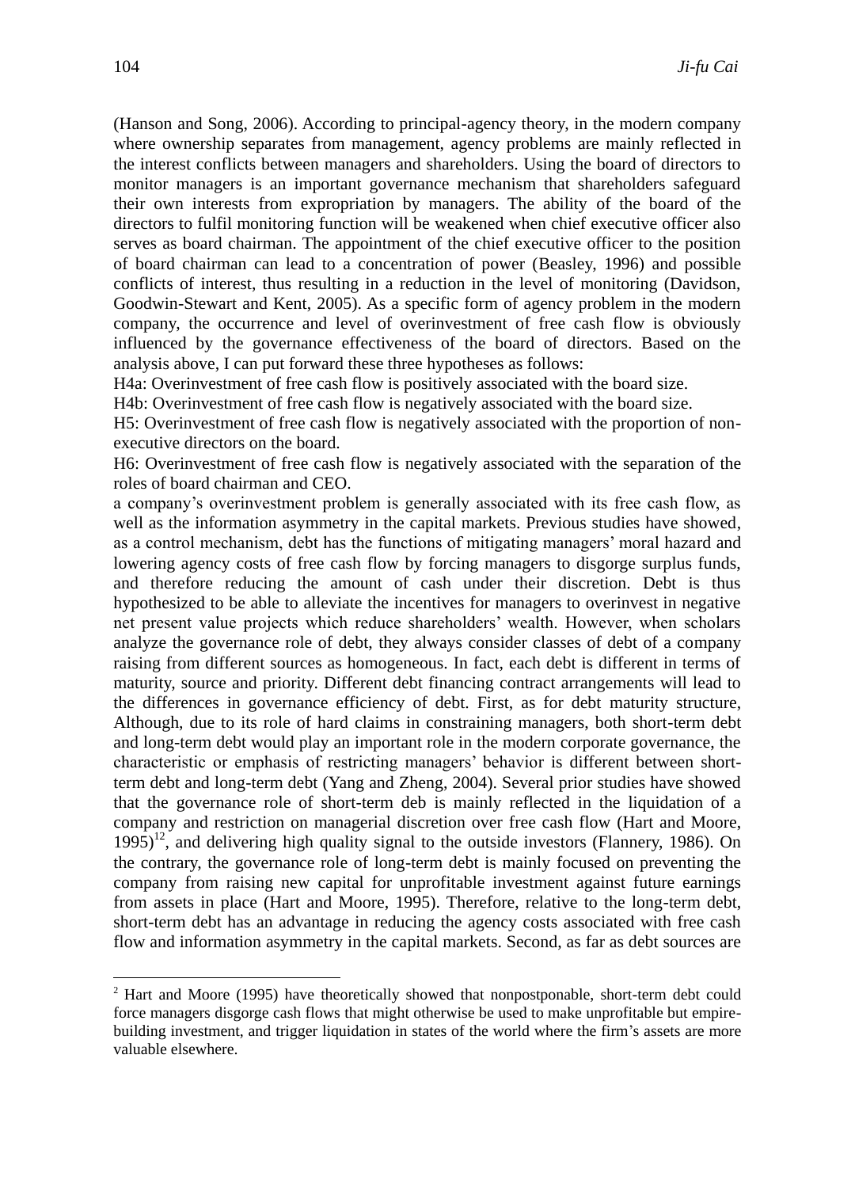(Hanson and Song, 2006). According to principal-agency theory, in the modern company where ownership separates from management, agency problems are mainly reflected in the interest conflicts between managers and shareholders. Using the board of directors to monitor managers is an important governance mechanism that shareholders safeguard their own interests from expropriation by managers. The ability of the board of the directors to fulfil monitoring function will be weakened when chief executive officer also serves as board chairman. The appointment of the chief executive officer to the position of board chairman can lead to a concentration of power (Beasley, 1996) and possible conflicts of interest, thus resulting in a reduction in the level of monitoring (Davidson, Goodwin-Stewart and Kent, 2005). As a specific form of agency problem in the modern company, the occurrence and level of overinvestment of free cash flow is obviously influenced by the governance effectiveness of the board of directors. Based on the analysis above, I can put forward these three hypotheses as follows:

H4a: Overinvestment of free cash flow is positively associated with the board size.

H4b: Overinvestment of free cash flow is negatively associated with the board size.

H5: Overinvestment of free cash flow is negatively associated with the proportion of non-executive directors on the board.

H6: Overinvestment of free cash flow is negatively associated with the separation of the roles of board chairman and CEO.

a company's overinvestment problem is generally associated with its free cash flow, as well as the information asymmetry in the capital markets. Previous studies have showed, as a control mechanism, debt has the functions of mitigating managers' moral hazard and lowering agency costs of free cash flow by forcing managers to disgorge surplus funds, and therefore reducing the amount of cash under their discretion. Debt is thus hypothesized to be able to alleviate the incentives for managers to overinvest in negative net present value projects which reduce shareholders' wealth. However, when scholars analyze the governance role of debt, they always consider classes of debt of a company raising from different sources as homogeneous. In fact, each debt is different in terms of maturity, source and priority. Different debt financing contract arrangements will lead to the differences in governance efficiency of debt. First, as for debt maturity structure, Although, due to its role of hard claims in constraining managers, both short-term debt and long-term debt would play an important role in the modern corporate governance, the characteristic or emphasis of restricting managers' behavior is different between short-term debt and long-term debt (Yang and Zheng, 2004). Several prior studies have showed that the governance role of short-term deb is mainly reflected in the liquidation of a company and restriction on managerial discretion over free cash flow (Hart and Moore, 1995)[12], and delivering high quality signal to the outside investors (Flannery, 1986). On the contrary, the governance role of long-term debt is mainly focused on preventing the company from raising new capital for unprofitable investment against future earnings from assets in place (Hart and Moore, 1995). Therefore, relative to the long-term debt, short-term debt has an advantage in reducing the agency costs associated with free cash flow and information asymmetry in the capital markets. Second, as far as debt sources are

[2] Hart and Moore (1995) have theoretically showed that nonpostponable, short-term debt could force managers disgorge cash flows that might otherwise be used to make unprofitable but empire-building investment, and trigger liquidation in states of the world where the firm's assets are more valuable elsewhere.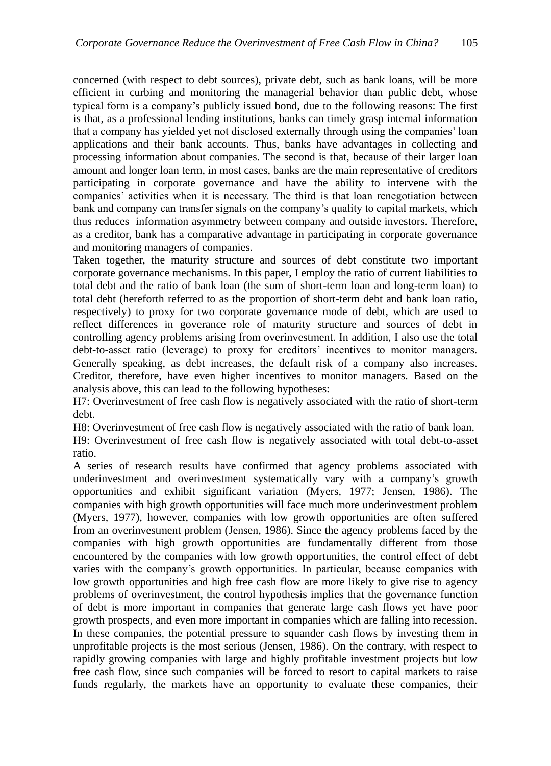concerned (with respect to debt sources), private debt, such as bank loans, will be more efficient in curbing and monitoring the managerial behavior than public debt, whose typical form is a company's publicly issued bond, due to the following reasons: The first is that, as a professional lending institutions, banks can timely grasp internal information that a company has yielded yet not disclosed externally through using the companies' loan applications and their bank accounts. Thus, banks have advantages in collecting and processing information about companies. The second is that, because of their larger loan amount and longer loan term, in most cases, banks are the main representative of creditors participating in corporate governance and have the ability to intervene with the companies' activities when it is necessary. The third is that loan renegotiation between bank and company can transfer signals on the company's quality to capital markets, which thus reduces information asymmetry between company and outside investors. Therefore, as a creditor, bank has a comparative advantage in participating in corporate governance and monitoring managers of companies.

Taken together, the maturity structure and sources of debt constitute two important corporate governance mechanisms. In this paper, I employ the ratio of current liabilities to total debt and the ratio of bank loan (the sum of short-term loan and long-term loan) to total debt (hereforth referred to as the proportion of short-term debt and bank loan ratio, respectively) to proxy for two corporate governance mode of debt, which are used to reflect differences in goverance role of maturity structure and sources of debt in controlling agency problems arising from overinvestment. In addition, I also use the total debt-to-asset ratio (leverage) to proxy for creditors' incentives to monitor managers. Generally speaking, as debt increases, the default risk of a company also increases. Creditor, therefore, have even higher incentives to monitor managers. Based on the analysis above, this can lead to the following hypotheses:

H7: Overinvestment of free cash flow is negatively associated with the ratio of short-term debt.

H8: Overinvestment of free cash flow is negatively associated with the ratio of bank loan.

H9: Overinvestment of free cash flow is negatively associated with total debt-to-asset ratio.

A series of research results have confirmed that agency problems associated with underinvestment and overinvestment systematically vary with a company's growth opportunities and exhibit significant variation (Myers, 1977; Jensen, 1986). The companies with high growth opportunities will face much more underinvestment problem (Myers, 1977), however, companies with low growth opportunities are often suffered from an overinvestment problem (Jensen, 1986). Since the agency problems faced by the companies with high growth opportunities are fundamentally different from those encountered by the companies with low growth opportunities, the control effect of debt varies with the company's growth opportunities. In particular, because companies with low growth opportunities and high free cash flow are more likely to give rise to agency problems of overinvestment, the control hypothesis implies that the governance function of debt is more important in companies that generate large cash flows yet have poor growth prospects, and even more important in companies which are falling into recession. In these companies, the potential pressure to squander cash flows by investing them in unprofitable projects is the most serious (Jensen, 1986). On the contrary, with respect to rapidly growing companies with large and highly profitable investment projects but low free cash flow, since such companies will be forced to resort to capital markets to raise funds regularly, the markets have an opportunity to evaluate these companies, their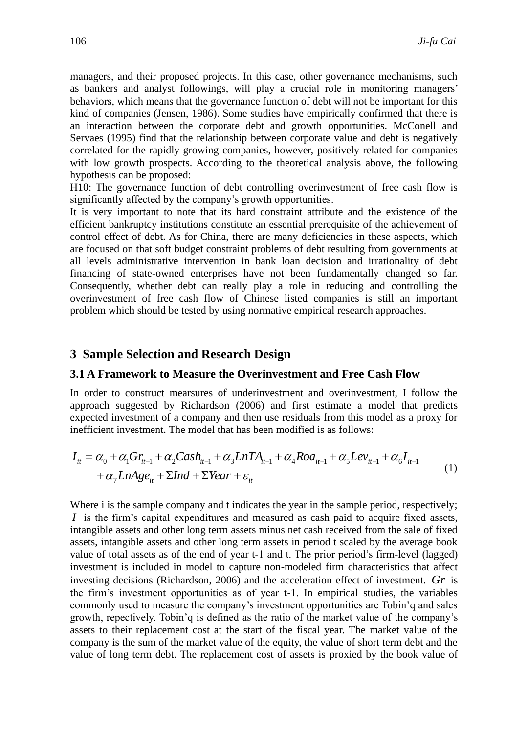managers, and their proposed projects. In this case, other governance mechanisms, such as bankers and analyst followings, will play a crucial role in monitoring managers' behaviors, which means that the governance function of debt will not be important for this kind of companies (Jensen, 1986). Some studies have empirically confirmed that there is an interaction between the corporate debt and growth opportunities. McConell and Servaes (1995) find that the relationship between corporate value and debt is negatively correlated for the rapidly growing companies, however, positively related for companies with low growth prospects. According to the theoretical analysis above, the following hypothesis can be proposed:

H10: The governance function of debt controlling overinvestment of free cash flow is significantly affected by the company's growth opportunities.

It is very important to note that its hard constraint attribute and the existence of the efficient bankruptcy institutions constitute an essential prerequisite of the achievement of control effect of debt. As for China, there are many deficiencies in these aspects, which are focused on that soft budget constraint problems of debt resulting from governments at all levels administrative intervention in bank loan decision and irrationality of debt financing of state-owned enterprises have not been fundamentally changed so far. Consequently, whether debt can really play a role in reducing and controlling the overinvestment of free cash flow of Chinese listed companies is still an important problem which should be tested by using normative empirical research approaches.

## 3 Sample Selection and Research Design

### 3.1 A Framework to Measure the Overinvestment and Free Cash Flow

In order to construct mearsures of underinvestment and overinvestment, I follow the approach suggested by Richardson (2006) and first estimate a model that predicts expected investment of a company and then use residuals from this model as a proxy for inefficient investment. The model that has been modified is as follows:

$$I_{it} = \alpha_0 + \alpha_1 Gr_{it-1} + \alpha_2 Cash_{it-1} + \alpha_3 LnTA_{it-1} + \alpha_4 Roa_{it-1} + \alpha_5 Lev_{it-1} + \alpha_6 I_{it-1} + \alpha_7 LnAge_{it} + \Sigma Ind + \Sigma Year + \varepsilon_{it} \tag{1}$$

Where i is the sample company and t indicates the year in the sample period, respectively; $I$ is the firm's capital expenditures and measured as cash paid to acquire fixed assets, intangible assets and other long term assets minus net cash received from the sale of fixed assets, intangible assets and other long term assets in period t scaled by the average book value of total assets as of the end of year t-1 and t. The prior period's firm-level (lagged) investment is included in model to capture non-modeled firm characteristics that affect investing decisions (Richardson, 2006) and the acceleration effect of investment. $Gr$ is the firm's investment opportunities as of year t-1. In empirical studies, the variables commonly used to measure the company's investment opportunities are Tobin'q and sales growth, repectively. Tobin'q is defined as the ratio of the market value of the company's assets to their replacement cost at the start of the fiscal year. The market value of the company is the sum of the market value of the equity, the value of short term debt and the value of long term debt. The replacement cost of assets is proxied by the book value of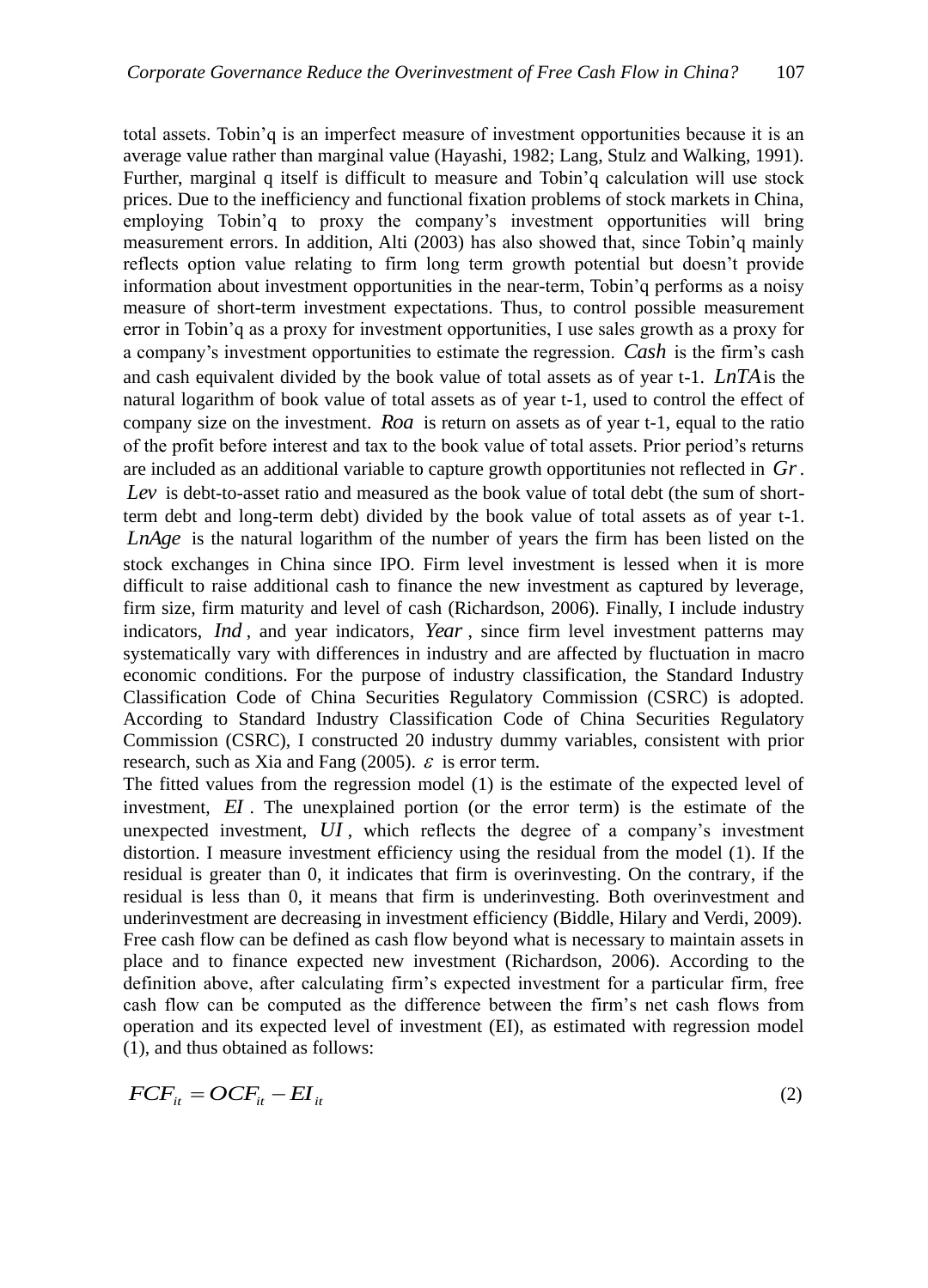total assets. Tobin'q is an imperfect measure of investment opportunities because it is an average value rather than marginal value (Hayashi, 1982; Lang, Stulz and Walking, 1991). Further, marginal q itself is difficult to measure and Tobin'q calculation will use stock prices. Due to the inefficiency and functional fixation problems of stock markets in China, employing Tobin'q to proxy the company's investment opportunities will bring measurement errors. In addition, Alti (2003) has also showed that, since Tobin'q mainly reflects option value relating to firm long term growth potential but doesn't provide information about investment opportunities in the near-term, Tobin'q performs as a noisy measure of short-term investment expectations. Thus, to control possible measurement error in Tobin'q as a proxy for investment opportunities, I use sales growth as a proxy for a company's investment opportunities to estimate the regression. $Cash$ is the firm's cash and cash equivalent divided by the book value of total assets as of year t-1. $LnTA$ is the natural logarithm of book value of total assets as of year t-1, used to control the effect of company size on the investment. $Roa$ is return on assets as of year t-1, equal to the ratio of the profit before interest and tax to the book value of total assets. Prior period's returns are included as an additional variable to capture growth opportitunies not reflected in $Gr$. $Lev$ is debt-to-asset ratio and measured as the book value of total debt (the sum of short-term debt and long-term debt) divided by the book value of total assets as of year t-1. $LnAge$ is the natural logarithm of the number of years the firm has been listed on the stock exchanges in China since IPO. Firm level investment is lessed when it is more difficult to raise additional cash to finance the new investment as captured by leverage, firm size, firm maturity and level of cash (Richardson, 2006). Finally, I include industry indicators, $Ind$, and year indicators, $Year$, since firm level investment patterns may systematically vary with differences in industry and are affected by fluctuation in macro economic conditions. For the purpose of industry classification, the Standard Industry Classification Code of China Securities Regulatory Commission (CSRC) is adopted. According to Standard Industry Classification Code of China Securities Regulatory Commission (CSRC), I constructed 20 industry dummy variables, consistent with prior research, such as Xia and Fang (2005). $\varepsilon$ is error term.

The fitted values from the regression model (1) is the estimate of the expected level of investment, $EI$. The unexplained portion (or the error term) is the estimate of the unexpected investment, $UI$, which reflects the degree of a company's investment distortion. I measure investment efficiency using the residual from the model (1). If the residual is greater than 0, it indicates that firm is overinvesting. On the contrary, if the residual is less than 0, it means that firm is underinvesting. Both overinvestment and underinvestment are decreasing in investment efficiency (Biddle, Hilary and Verdi, 2009). Free cash flow can be defined as cash flow beyond what is necessary to maintain assets in place and to finance expected new investment (Richardson, 2006). According to the definition above, after calculating firm's expected investment for a particular firm, free cash flow can be computed as the difference between the firm's net cash flows from operation and its expected level of investment (EI), as estimated with regression model (1), and thus obtained as follows:

$$FCF_{it} = OCF_{it} - EI_{it} \tag{2}$$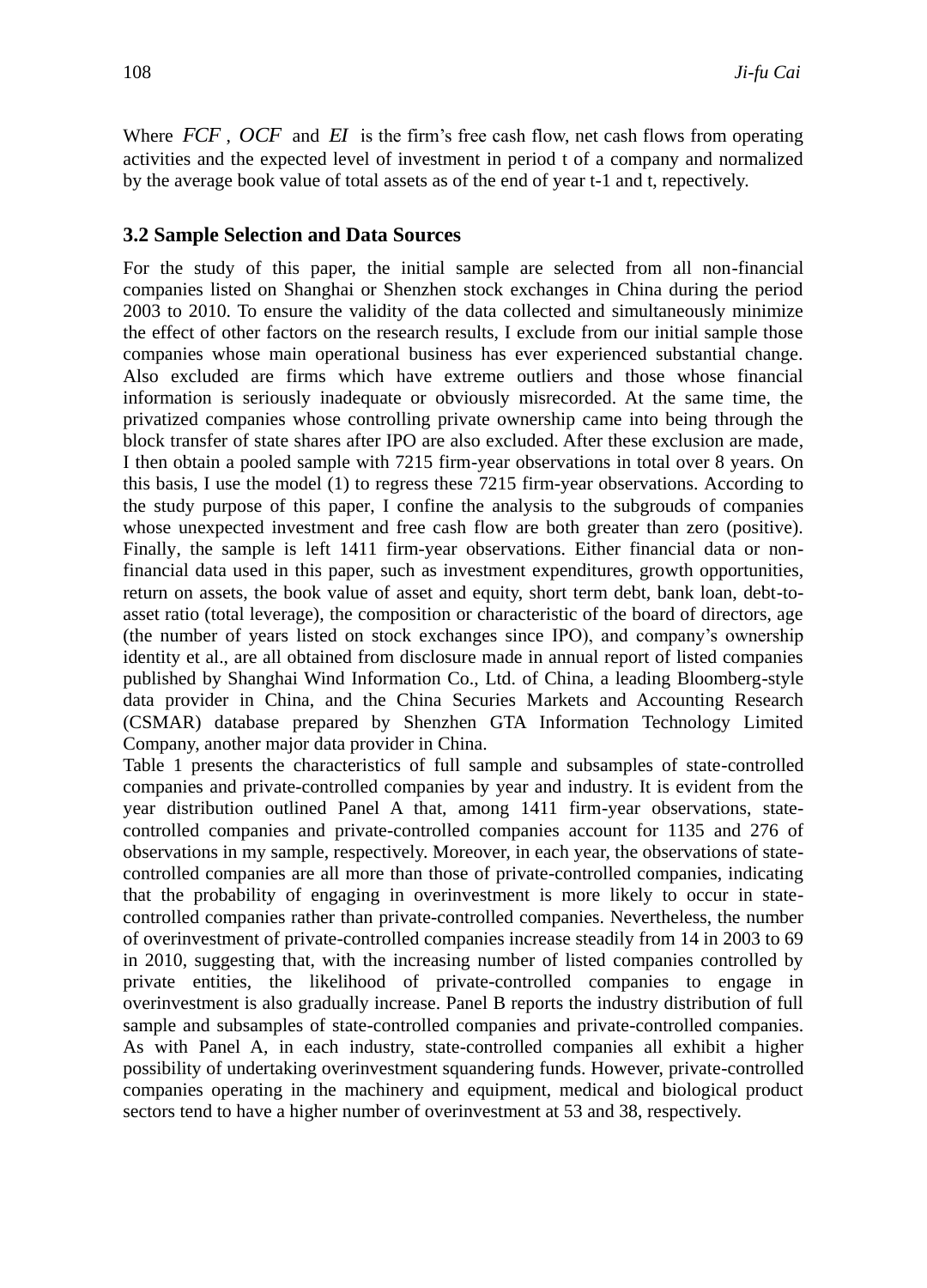Where $FCF$, $OCF$ and $EI$ is the firm's free cash flow, net cash flows from operating activities and the expected level of investment in period t of a company and normalized by the average book value of total assets as of the end of year t-1 and t, repectively.

### 3.2 Sample Selection and Data Sources

For the study of this paper, the initial sample are selected from all non-financial companies listed on Shanghai or Shenzhen stock exchanges in China during the period 2003 to 2010. To ensure the validity of the data collected and simultaneously minimize the effect of other factors on the research results, I exclude from our initial sample those companies whose main operational business has ever experienced substantial change. Also excluded are firms which have extreme outliers and those whose financial information is seriously inadequate or obviously misrecorded. At the same time, the privatized companies whose controlling private ownership came into being through the block transfer of state shares after IPO are also excluded. After these exclusion are made, I then obtain a pooled sample with 7215 firm-year observations in total over 8 years. On this basis, I use the model (1) to regress these 7215 firm-year observations. According to the study purpose of this paper, I confine the analysis to the subgrouds of companies whose unexpected investment and free cash flow are both greater than zero (positive). Finally, the sample is left 1411 firm-year observations. Either financial data or non-financial data used in this paper, such as investment expenditures, growth opportunities, return on assets, the book value of asset and equity, short term debt, bank loan, debt-to-asset ratio (total leverage), the composition or characteristic of the board of directors, age (the number of years listed on stock exchanges since IPO), and company's ownership identity et al., are all obtained from disclosure made in annual report of listed companies published by Shanghai Wind Information Co., Ltd. of China, a leading Bloomberg-style data provider in China, and the China Securies Markets and Accounting Research (CSMAR) database prepared by Shenzhen GTA Information Technology Limited Company, another major data provider in China.

Table 1 presents the characteristics of full sample and subsamples of state-controlled companies and private-controlled companies by year and industry. It is evident from the year distribution outlined Panel A that, among 1411 firm-year observations, state-controlled companies and private-controlled companies account for 1135 and 276 of observations in my sample, respectively. Moreover, in each year, the observations of state-controlled companies are all more than those of private-controlled companies, indicating that the probability of engaging in overinvestment is more likely to occur in state-controlled companies rather than private-controlled companies. Nevertheless, the number of overinvestment of private-controlled companies increase steadily from 14 in 2003 to 69 in 2010, suggesting that, with the increasing number of listed companies controlled by private entities, the likelihood of private-controlled companies to engage in overinvestment is also gradually increase. Panel B reports the industry distribution of full sample and subsamples of state-controlled companies and private-controlled companies. As with Panel A, in each industry, state-controlled companies all exhibit a higher possibility of undertaking overinvestment squandering funds. However, private-controlled companies operating in the machinery and equipment, medical and biological product sectors tend to have a higher number of overinvestment at 53 and 38, respectively.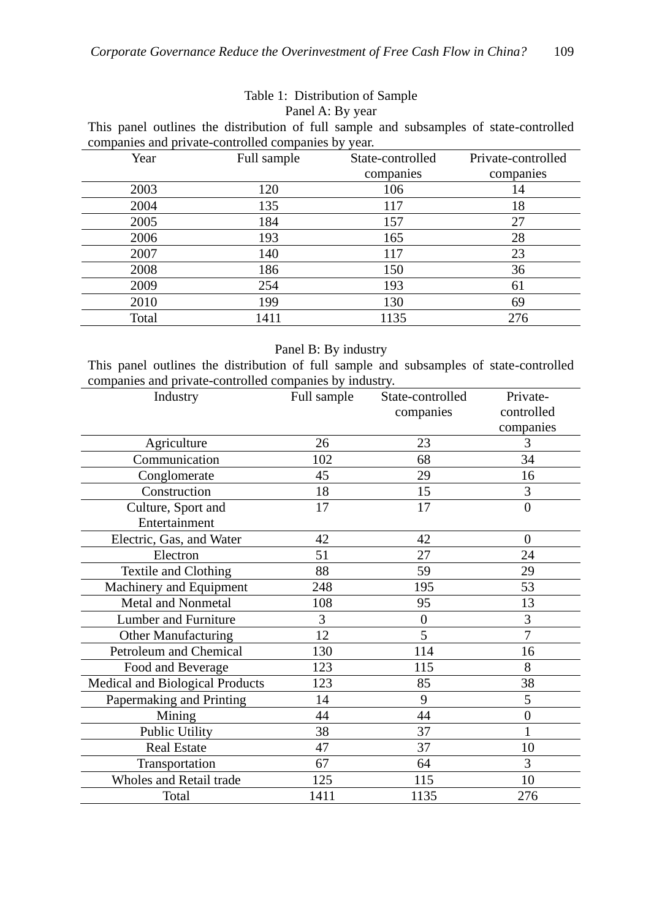Table 1: Distribution of Sample

Panel A: By year

This panel outlines the distribution of full sample and subsamples of state-controlled companies and private-controlled companies by year.

| Year | Full sample | State-controlled companies | Private-controlled companies |
|---|---|---|---|
| 2003 | 120 | 106 | 14 |
| 2004 | 135 | 117 | 18 |
| 2005 | 184 | 157 | 27 |
| 2006 | 193 | 165 | 28 |
| 2007 | 140 | 117 | 23 |
| 2008 | 186 | 150 | 36 |
| 2009 | 254 | 193 | 61 |
| 2010 | 199 | 130 | 69 |
| Total | 1411 | 1135 | 276 |

Panel B: By industry

This panel outlines the distribution of full sample and subsamples of state-controlled companies and private-controlled companies by industry.

| Industry | Full sample | State-controlled companies | Private-controlled companies |
|---|---|---|---|
| Agriculture | 26 | 23 | 3 |
| Communication | 102 | 68 | 34 |
| Conglomerate | 45 | 29 | 16 |
| Construction | 18 | 15 | 3 |
| Culture, Sport and Entertainment | 17 | 17 | 0 |
| Electric, Gas, and Water | 42 | 42 | 0 |
| Electron | 51 | 27 | 24 |
| Textile and Clothing | 88 | 59 | 29 |
| Machinery and Equipment | 248 | 195 | 53 |
| Metal and Nonmetal | 108 | 95 | 13 |
| Lumber and Furniture | 3 | 0 | 3 |
| Other Manufacturing | 12 | 5 | 7 |
| Petroleum and Chemical | 130 | 114 | 16 |
| Food and Beverage | 123 | 115 | 8 |
| Medical and Biological Products | 123 | 85 | 38 |
| Papermaking and Printing | 14 | 9 | 5 |
| Mining | 44 | 44 | 0 |
| Public Utility | 38 | 37 | 1 |
| Real Estate | 47 | 37 | 10 |
| Transportation | 67 | 64 | 3 |
| Wholes and Retail trade | 125 | 115 | 10 |
| Total | 1411 | 1135 | 276 |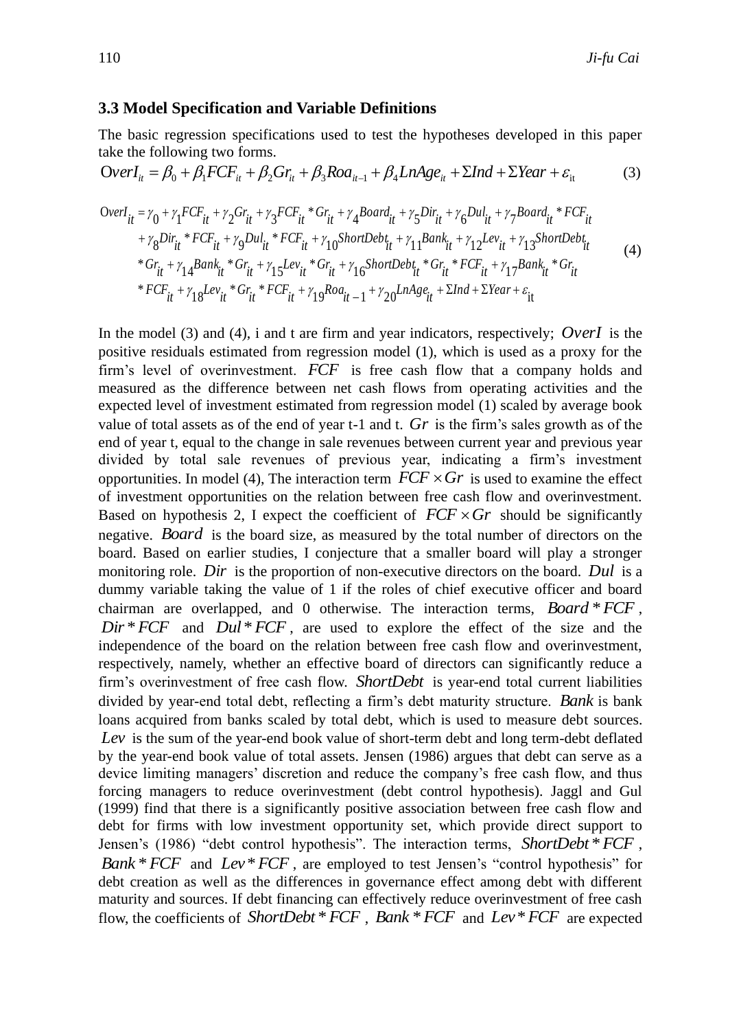### 3.3 Model Specification and Variable Definitions

The basic regression specifications used to test the hypotheses developed in this paper take the following two forms.

$$OverI_{it} = \beta_0 + \beta_1 FCF_{it} + \beta_2 Gr_{it} + \beta_3 Roa_{it-1} + \beta_4 LnAge_{it} + \Sigma Ind + \Sigma Year + \varepsilon_{it} \quad (3)$$

$$\begin{aligned} OverI_{it} &= \gamma_0 + \gamma_1 FCF_{it} + \gamma_2 Gr_{it} + \gamma_3 FCF_{it} * Gr_{it} + \gamma_4 Board_{it} + \gamma_5 Dir_{it} + \gamma_6 Dul_{it} + \gamma_7 Board_{it} * FCF_{it} \\ &+ \gamma_8 Dir_{it} * FCF_{it} + \gamma_9 Dul_{it} * FCF_{it} + \gamma_{10} ShortDebt_{it} + \gamma_{11} Bank_{it} + \gamma_{12} Lev_{it} + \gamma_{13} ShortDebt_{it} \\ &* Gr_{it} + \gamma_{14} Bank_{it} * Gr_{it} + \gamma_{15} Lev_{it} * Gr_{it} + \gamma_{16} ShortDebt_{it} * Gr_{it} * FCF_{it} + \gamma_{17} Bank_{it} * Gr_{it} \\ &* FCF_{it} + \gamma_{18} Lev_{it} * Gr_{it} * FCF_{it} + \gamma_{19} Roa_{it-1} + \gamma_{20} LnAge_{it} + \Sigma Ind + \Sigma Year + \varepsilon_{it} \end{aligned} \quad (4)$$

In the model (3) and (4), i and t are firm and year indicators, respectively; $OverI$ is the positive residuals estimated from regression model (1), which is used as a proxy for the firm's level of overinvestment. $FCF$ is free cash flow that a company holds and measured as the difference between net cash flows from operating activities and the expected level of investment estimated from regression model (1) scaled by average book value of total assets as of the end of year t-1 and t. $Gr$ is the firm's sales growth as of the end of year t, equal to the change in sale revenues between current year and previous year divided by total sale revenues of previous year, indicating a firm's investment opportunities. In model (4), The interaction term $FCF \times Gr$ is used to examine the effect of investment opportunities on the relation between free cash flow and overinvestment. Based on hypothesis 2, I expect the coefficient of $FCF \times Gr$ should be significantly negative. $Board$ is the board size, as measured by the total number of directors on the board. Based on earlier studies, I conjecture that a smaller board will play a stronger monitoring role. $Dir$ is the proportion of non-executive directors on the board. $Dul$ is a dummy variable taking the value of 1 if the roles of chief executive officer and board chairman are overlapped, and 0 otherwise. The interaction terms, $Board * FCF$, $Dir * FCF$ and $Dul * FCF$, are used to explore the effect of the size and the independence of the board on the relation between free cash flow and overinvestment, respectively, namely, whether an effective board of directors can significantly reduce a firm's overinvestment of free cash flow. $ShortDebt$ is year-end total current liabilities divided by year-end total debt, reflecting a firm's debt maturity structure. $Bank$ is bank loans acquired from banks scaled by total debt, which is used to measure debt sources. $Lev$ is the sum of the year-end book value of short-term debt and long term-debt deflated by the year-end book value of total assets. Jensen (1986) argues that debt can serve as a device limiting managers' discretion and reduce the company's free cash flow, and thus forcing managers to reduce overinvestment (debt control hypothesis). Jaggl and Gul (1999) find that there is a significantly positive association between free cash flow and debt for firms with low investment opportunity set, which provide direct support to Jensen's (1986) "debt control hypothesis". The interaction terms, $ShortDebt * FCF$, $Bank * FCF$ and $Lev * FCF$, are employed to test Jensen's "control hypothesis" for debt creation as well as the differences in governance effect among debt with different maturity and sources. If debt financing can effectively reduce overinvestment of free cash flow, the coefficients of $ShortDebt * FCF$, $Bank * FCF$ and $Lev * FCF$ are expected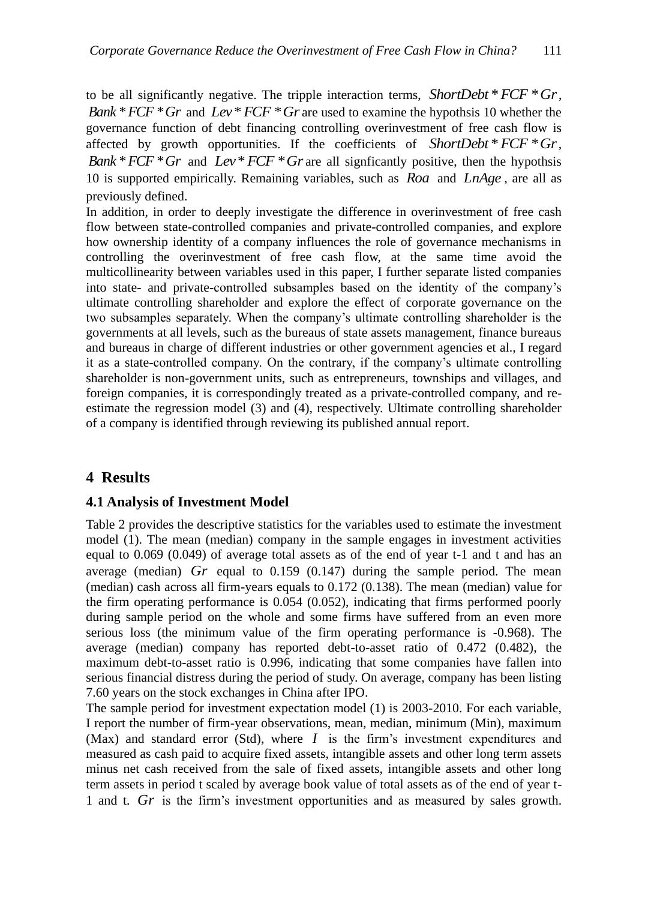to be all significantly negative. The tripple interaction terms, $ShortDebt*FCF*Gr$, $Bank*FCF*Gr$ and $Lev*FCF*Gr$ are used to examine the hypothsis 10 whether the governance function of debt financing controlling overinvestment of free cash flow is affected by growth opportunities. If the coefficients of $ShortDebt*FCF*Gr$, $Bank*FCF*Gr$ and $Lev*FCF*Gr$ are all signficantly positive, then the hypothsis 10 is supported empirically. Remaining variables, such as $Roa$ and $LnAge$, are all as previously defined.

In addition, in order to deeply investigate the difference in overinvestment of free cash flow between state-controlled companies and private-controlled companies, and explore how ownership identity of a company influences the role of governance mechanisms in controlling the overinvestment of free cash flow, at the same time avoid the multicollinearity between variables used in this paper, I further separate listed companies into state- and private-controlled subsamples based on the identity of the company's ultimate controlling shareholder and explore the effect of corporate governance on the two subsamples separately. When the company's ultimate controlling shareholder is the governments at all levels, such as the bureaus of state assets management, finance bureaus and bureaus in charge of different industries or other government agencies et al., I regard it as a state-controlled company. On the contrary, if the company's ultimate controlling shareholder is non-government units, such as entrepreneurs, townships and villages, and foreign companies, it is correspondingly treated as a private-controlled company, and re-estimate the regression model (3) and (4), respectively. Ultimate controlling shareholder of a company is identified through reviewing its published annual report.

# 4 Results

## 4.1 Analysis of Investment Model

Table 2 provides the descriptive statistics for the variables used to estimate the investment model (1). The mean (median) company in the sample engages in investment activities equal to 0.069 (0.049) of average total assets as of the end of year t-1 and t and has an average (median) $Gr$ equal to 0.159 (0.147) during the sample period. The mean (median) cash across all firm-years equals to 0.172 (0.138). The mean (median) value for the firm operating performance is 0.054 (0.052), indicating that firms performed poorly during sample period on the whole and some firms have suffered from an even more serious loss (the minimum value of the firm operating performance is -0.968). The average (median) company has reported debt-to-asset ratio of 0.472 (0.482), the maximum debt-to-asset ratio is 0.996, indicating that some companies have fallen into serious financial distress during the period of study. On average, company has been listing 7.60 years on the stock exchanges in China after IPO.

The sample period for investment expectation model (1) is 2003-2010. For each variable, I report the number of firm-year observations, mean, median, minimum (Min), maximum (Max) and standard error (Std), where $I$ is the firm's investment expenditures and measured as cash paid to acquire fixed assets, intangible assets and other long term assets minus net cash received from the sale of fixed assets, intangible assets and other long term assets in period t scaled by average book value of total assets as of the end of year t-1 and t. $Gr$ is the firm's investment opportunities and as measured by sales growth.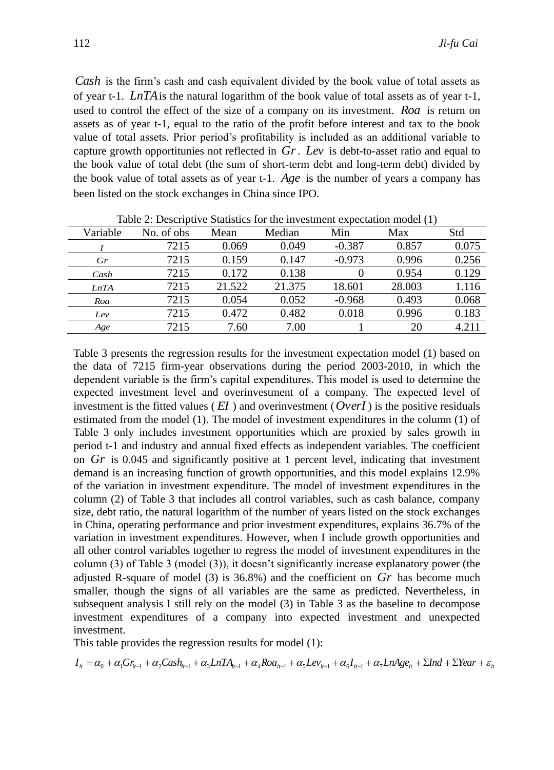$Cash$ is the firm's cash and cash equivalent divided by the book value of total assets as of year t-1. $LnTA$ is the natural logarithm of the book value of total assets as of year t-1, used to control the effect of the size of a company on its investment. $Roa$ is return on assets as of year t-1, equal to the ratio of the profit before interest and tax to the book value of total assets. Prior period's profitability is included as an additional variable to capture growth opportitunies not reflected in $Gr$. $Lev$ is debt-to-asset ratio and equal to the book value of total debt (the sum of short-term debt and long-term debt) divided by the book value of total assets as of year t-1. $Age$ is the number of years a company has been listed on the stock exchanges in China since IPO.

Table 2: Descriptive Statistics for the investment expectation model (1)

| Variable | No. of obs | Mean | Median | Min | Max | Std |
|---|---|---|---|---|---|---|
| $I$ | 7215 | 0.069 | 0.049 | -0.387 | 0.857 | 0.075 |
| $Gr$ | 7215 | 0.159 | 0.147 | -0.973 | 0.996 | 0.256 |
| $Cash$ | 7215 | 0.172 | 0.138 | 0 | 0.954 | 0.129 |
| $LnTA$ | 7215 | 21.522 | 21.375 | 18.601 | 28.003 | 1.116 |
| $Roa$ | 7215 | 0.054 | 0.052 | -0.968 | 0.493 | 0.068 |
| $Lev$ | 7215 | 0.472 | 0.482 | 0.018 | 0.996 | 0.183 |
| $Age$ | 7215 | 7.60 | 7.00 | 1 | 20 | 4.211 |

Table 3 presents the regression results for the investment expectation model (1) based on the data of 7215 firm-year observations during the period 2003-2010, in which the dependent variable is the firm's capital expenditures. This model is used to determine the expected investment level and overinvestment of a company. The expected level of investment is the fitted values ($EI$) and overinvestment ($OverI$) is the positive residuals estimated from the model (1). The model of investment expenditures in the column (1) of Table 3 only includes investment opportunities which are proxied by sales growth in period t-1 and industry and annual fixed effects as independent variables. The coefficient on $Gr$ is 0.045 and significantly positive at 1 percent level, indicating that investment demand is an increasing function of growth opportunities, and this model explains 12.9% of the variation in investment expenditure. The model of investment expenditures in the column (2) of Table 3 that includes all control variables, such as cash balance, company size, debt ratio, the natural logarithm of the number of years listed on the stock exchanges in China, operating performance and prior investment expenditures, explains 36.7% of the variation in investment expenditures. However, when I include growth opportunities and all other control variables together to regress the model of investment expenditures in the column (3) of Table 3 (model (3)), it doesn't significantly increase explanatory power (the adjusted R-square of model (3) is 36.8%) and the coefficient on $Gr$ has become much smaller, though the signs of all variables are the same as predicted. Nevertheless, in subsequent analysis I still rely on the model (3) in Table 3 as the baseline to decompose investment expenditures of a company into expected investment and unexpected investment.

This table provides the regression results for model (1):

$$I_{it} = \alpha_0 + \alpha_1 Gr_{it-1} + \alpha_2 Cash_{it-1} + \alpha_3 LnTA_{it-1} + \alpha_4 Roa_{it-1} + \alpha_5 Lev_{it-1} + \alpha_6 I_{it-1} + \alpha_7 LnAge_{it} + \Sigma Ind + \Sigma Year + \varepsilon_{it}$$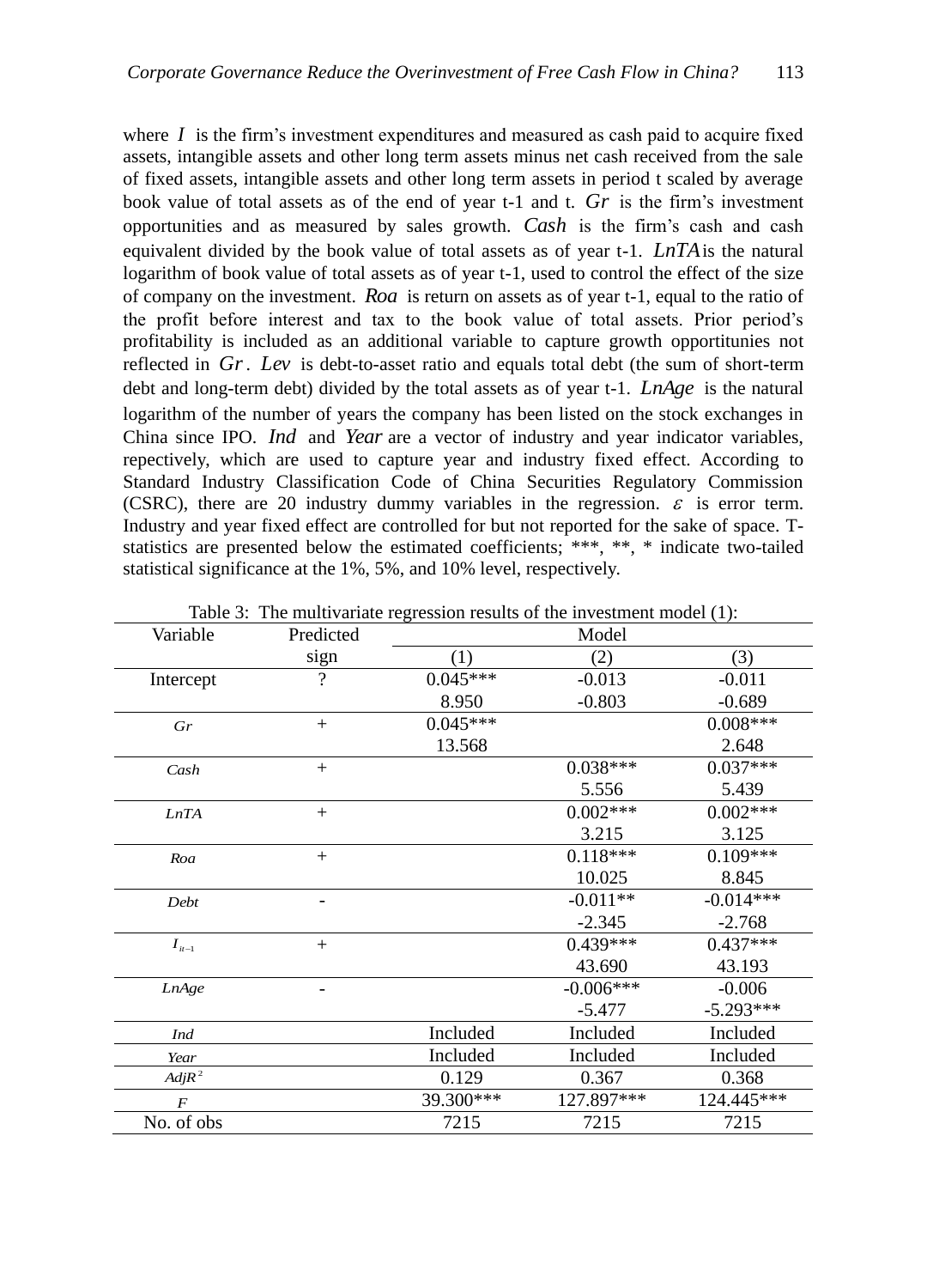where $I$ is the firm's investment expenditures and measured as cash paid to acquire fixed assets, intangible assets and other long term assets minus net cash received from the sale of fixed assets, intangible assets and other long term assets in period t scaled by average book value of total assets as of the end of year t-1 and t. $Gr$ is the firm's investment opportunities and as measured by sales growth. $Cash$ is the firm's cash and cash equivalent divided by the book value of total assets as of year t-1. $LnTA$ is the natural logarithm of book value of total assets as of year t-1, used to control the effect of the size of company on the investment. $Roa$ is return on assets as of year t-1, equal to the ratio of the profit before interest and tax to the book value of total assets. Prior period's profitability is included as an additional variable to capture growth opportitunies not reflected in $Gr$. $Lev$ is debt-to-asset ratio and equals total debt (the sum of short-term debt and long-term debt) divided by the total assets as of year t-1. $LnAge$ is the natural logarithm of the number of years the company has been listed on the stock exchanges in China since IPO. $Ind$ and $Year$ are a vector of industry and year indicator variables, repectively, which are used to capture year and industry fixed effect. According to Standard Industry Classification Code of China Securities Regulatory Commission (CSRC), there are 20 industry dummy variables in the regression. $\varepsilon$ is error term. Industry and year fixed effect are controlled for but not reported for the sake of space. T-statistics are presented below the estimated coefficients; \*\*\*, \*\*, \* indicate two-tailed statistical significance at the 1%, 5%, and 10% level, respectively.

Table 3: The multivariate regression results of the investment model (1):

| Variable | Predicted sign | Model (1) | Model (2) | Model (3) |
|---|---|---|---|---|
| Intercept | ? | 0.045*** | -0.013 | -0.011 |
| | | 8.950 | -0.803 | -0.689 |
| $Gr$ | + | 0.045*** | | 0.008*** |
| | | 13.568 | | 2.648 |
| $Cash$ | + | | 0.038*** | 0.037*** |
| | | | 5.556 | 5.439 |
| $LnTA$ | + | | 0.002*** | 0.002*** |
| | | | 3.215 | 3.125 |
| $Roa$ | + | | 0.118*** | 0.109*** |
| | | | 10.025 | 8.845 |
| $Debt$ | - | | -0.011** | -0.014*** |
| | | | -2.345 | -2.768 |
| $I_{it-1}$ | + | | 0.439*** | 0.437*** |
| | | | 43.690 | 43.193 |
| $LnAge$ | - | | -0.006*** | -0.006 |
| | | | -5.477 | -5.293*** |
| $Ind$ | | Included | Included | Included |
| $Year$ | | Included | Included | Included |
| $AdjR^2$ | | 0.129 | 0.367 | 0.368 |
| $F$ | | 39.300*** | 127.897*** | 124.445*** |
| No. of obs | | 7215 | 7215 | 7215 |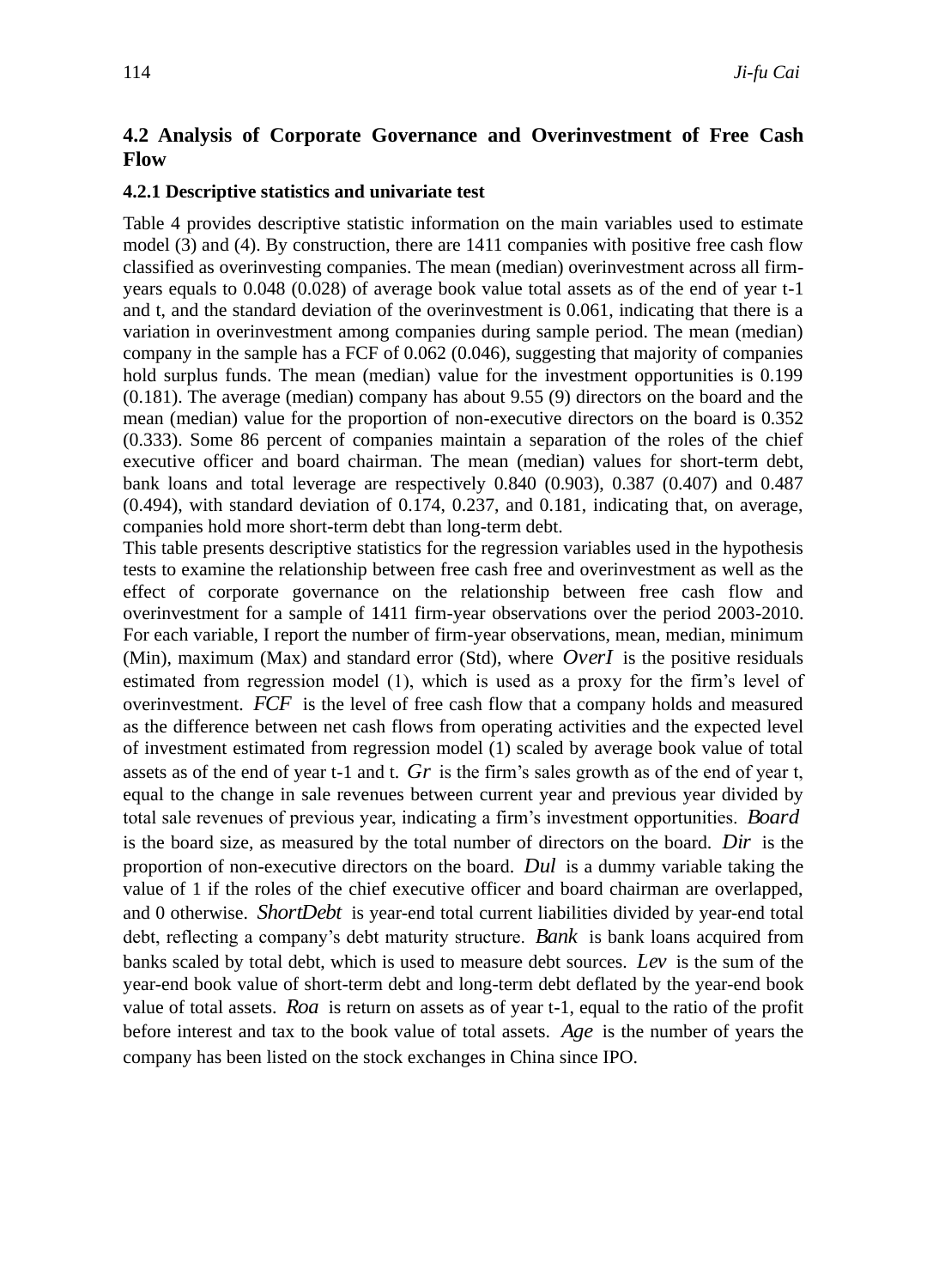## 4.2 Analysis of Corporate Governance and Overinvestment of Free Cash Flow

### 4.2.1 Descriptive statistics and univariate test

Table 4 provides descriptive statistic information on the main variables used to estimate model (3) and (4). By construction, there are 1411 companies with positive free cash flow classified as overinvesting companies. The mean (median) overinvestment across all firm-years equals to 0.048 (0.028) of average book value total assets as of the end of year t-1 and t, and the standard deviation of the overinvestment is 0.061, indicating that there is a variation in overinvestment among companies during sample period. The mean (median) company in the sample has a FCF of 0.062 (0.046), suggesting that majority of companies hold surplus funds. The mean (median) value for the investment opportunities is 0.199 (0.181). The average (median) company has about 9.55 (9) directors on the board and the mean (median) value for the proportion of non-executive directors on the board is 0.352 (0.333). Some 86 percent of companies maintain a separation of the roles of the chief executive officer and board chairman. The mean (median) values for short-term debt, bank loans and total leverage are respectively 0.840 (0.903), 0.387 (0.407) and 0.487 (0.494), with standard deviation of 0.174, 0.237, and 0.181, indicating that, on average, companies hold more short-term debt than long-term debt.

This table presents descriptive statistics for the regression variables used in the hypothesis tests to examine the relationship between free cash free and overinvestment as well as the effect of corporate governance on the relationship between free cash flow and overinvestment for a sample of 1411 firm-year observations over the period 2003-2010. For each variable, I report the number of firm-year observations, mean, median, minimum (Min), maximum (Max) and standard error (Std), where $OverI$ is the positive residuals estimated from regression model (1), which is used as a proxy for the firm's level of overinvestment. $FCF$ is the level of free cash flow that a company holds and measured as the difference between net cash flows from operating activities and the expected level of investment estimated from regression model (1) scaled by average book value of total assets as of the end of year t-1 and t. $Gr$ is the firm's sales growth as of the end of year t, equal to the change in sale revenues between current year and previous year divided by total sale revenues of previous year, indicating a firm's investment opportunities. $Board$ is the board size, as measured by the total number of directors on the board. $Dir$ is the proportion of non-executive directors on the board. $Dul$ is a dummy variable taking the value of 1 if the roles of the chief executive officer and board chairman are overlapped, and 0 otherwise. $ShortDebt$ is year-end total current liabilities divided by year-end total debt, reflecting a company's debt maturity structure. $Bank$ is bank loans acquired from banks scaled by total debt, which is used to measure debt sources. $Lev$ is the sum of the year-end book value of short-term debt and long-term debt deflated by the year-end book value of total assets. $Roa$ is return on assets as of year t-1, equal to the ratio of the profit before interest and tax to the book value of total assets. $Age$ is the number of years the company has been listed on the stock exchanges in China since IPO.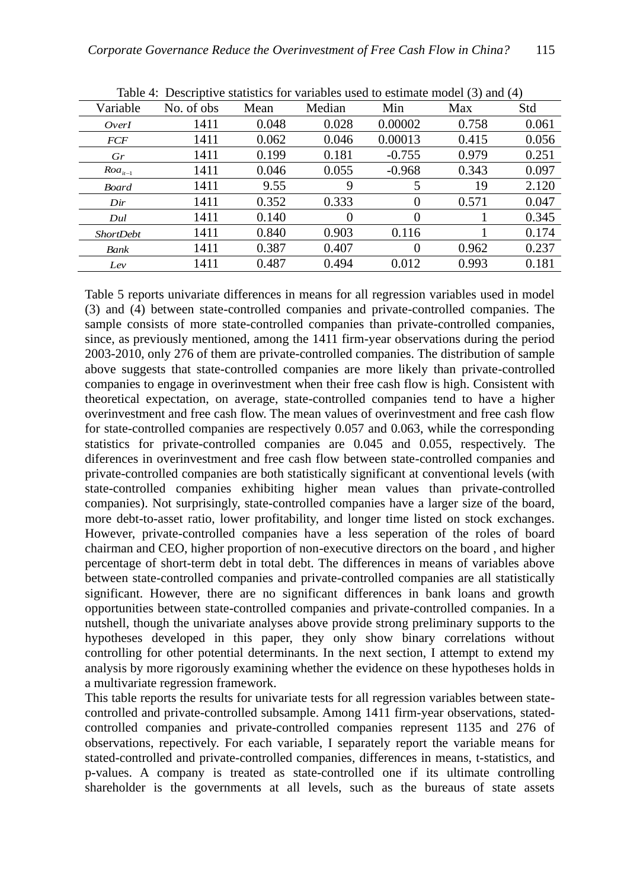Table 4: Descriptive statistics for variables used to estimate model (3) and (4)

| Variable | No. of obs | Mean | Median | Min | Max | Std |
|---|---|---|---|---|---|---|
| *OverI* | 1411 | 0.048 | 0.028 | 0.00002 | 0.758 | 0.061 |
| *FCF* | 1411 | 0.062 | 0.046 | 0.00013 | 0.415 | 0.056 |
| *Gr* | 1411 | 0.199 | 0.181 | -0.755 | 0.979 | 0.251 |
| $Roa_{it-1}$ | 1411 | 0.046 | 0.055 | -0.968 | 0.343 | 0.097 |
| *Board* | 1411 | 9.55 | 9 | 5 | 19 | 2.120 |
| *Dir* | 1411 | 0.352 | 0.333 | 0 | 0.571 | 0.047 |
| *Dul* | 1411 | 0.140 | 0 | 0 | 1 | 0.345 |
| *ShortDebt* | 1411 | 0.840 | 0.903 | 0.116 | 1 | 0.174 |
| *Bank* | 1411 | 0.387 | 0.407 | 0 | 0.962 | 0.237 |
| *Lev* | 1411 | 0.487 | 0.494 | 0.012 | 0.993 | 0.181 |

Table 5 reports univariate differences in means for all regression variables used in model (3) and (4) between state-controlled companies and private-controlled companies. The sample consists of more state-controlled companies than private-controlled companies, since, as previously mentioned, among the 1411 firm-year observations during the period 2003-2010, only 276 of them are private-controlled companies. The distribution of sample above suggests that state-controlled companies are more likely than private-controlled companies to engage in overinvestment when their free cash flow is high. Consistent with theoretical expectation, on average, state-controlled companies tend to have a higher overinvestment and free cash flow. The mean values of overinvestment and free cash flow for state-controlled companies are respectively 0.057 and 0.063, while the corresponding statistics for private-controlled companies are 0.045 and 0.055, respectively. The diferences in overinvestment and free cash flow between state-controlled companies and private-controlled companies are both statistically significant at conventional levels (with state-controlled companies exhibiting higher mean values than private-controlled companies). Not surprisingly, state-controlled companies have a larger size of the board, more debt-to-asset ratio, lower profitability, and longer time listed on stock exchanges. However, private-controlled companies have a less seperation of the roles of board chairman and CEO, higher proportion of non-executive directors on the board , and higher percentage of short-term debt in total debt. The differences in means of variables above between state-controlled companies and private-controlled companies are all statistically significant. However, there are no significant differences in bank loans and growth opportunities between state-controlled companies and private-controlled companies. In a nutshell, though the univariate analyses above provide strong preliminary supports to the hypotheses developed in this paper, they only show binary correlations without controlling for other potential determinants. In the next section, I attempt to extend my analysis by more rigorously examining whether the evidence on these hypotheses holds in a multivariate regression framework.

This table reports the results for univariate tests for all regression variables between state-controlled and private-controlled subsample. Among 1411 firm-year observations, stated-controlled companies and private-controlled companies represent 1135 and 276 of observations, repectively. For each variable, I separately report the variable means for stated-controlled and private-controlled companies, differences in means, t-statistics, and p-values. A company is treated as state-controlled one if its ultimate controlling shareholder is the governments at all levels, such as the bureaus of state assets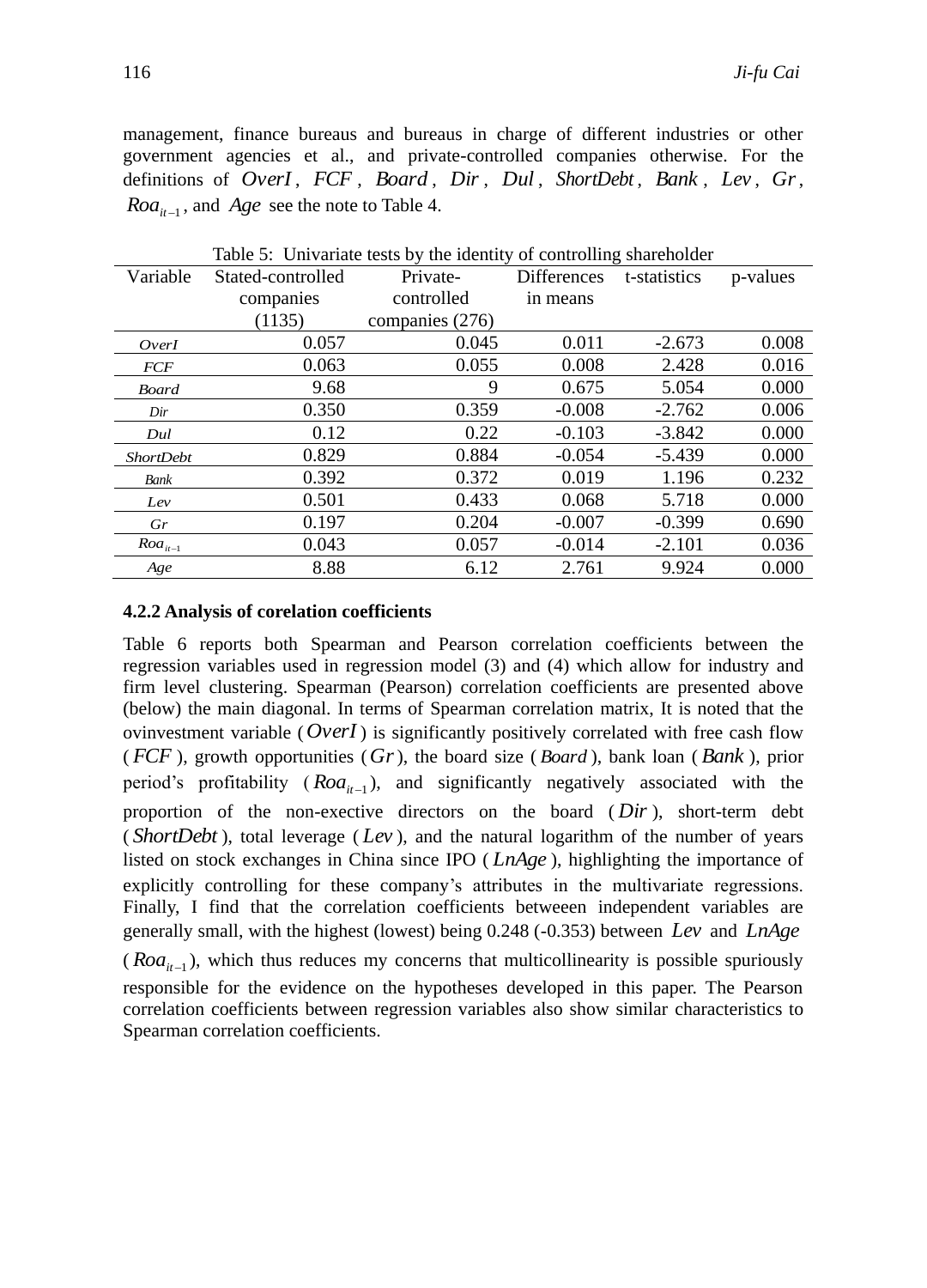management, finance bureaus and bureaus in charge of different industries or other government agencies et al., and private-controlled companies otherwise. For the definitions of $OverI$, $FCF$, $Board$, $Dir$, $Dul$, $ShortDebt$, $Bank$, $Lev$, $Gr$, $Roa_{it-1}$, and $Age$ see the note to Table 4.

Table 5: Univariate tests by the identity of controlling shareholder

| Variable | Stated-controlled companies (1135) | Private-controlled companies (276) | Differences in means | t-statistics | p-values |
|---|---|---|---|---|---|
| $OverI$ | 0.057 | 0.045 | 0.011 | -2.673 | 0.008 |
| $FCF$ | 0.063 | 0.055 | 0.008 | 2.428 | 0.016 |
| $Board$ | 9.68 | 9 | 0.675 | 5.054 | 0.000 |
| $Dir$ | 0.350 | 0.359 | -0.008 | -2.762 | 0.006 |
| $Dul$ | 0.12 | 0.22 | -0.103 | -3.842 | 0.000 |
| $ShortDebt$ | 0.829 | 0.884 | -0.054 | -5.439 | 0.000 |
| $Bank$ | 0.392 | 0.372 | 0.019 | 1.196 | 0.232 |
| $Lev$ | 0.501 | 0.433 | 0.068 | 5.718 | 0.000 |
| $Gr$ | 0.197 | 0.204 | -0.007 | -0.399 | 0.690 |
| $Roa_{it-1}$ | 0.043 | 0.057 | -0.014 | -2.101 | 0.036 |
| $Age$ | 8.88 | 6.12 | 2.761 | 9.924 | 0.000 |

**4.2.2 Analysis of corelation coefficients**

Table 6 reports both Spearman and Pearson correlation coefficients between the regression variables used in regression model (3) and (4) which allow for industry and firm level clustering. Spearman (Pearson) correlation coefficients are presented above (below) the main diagonal. In terms of Spearman correlation matrix, It is noted that the ovinvestment variable ($OverI$) is significantly positively correlated with free cash flow ($FCF$), growth opportunities ($Gr$), the board size ($Board$), bank loan ($Bank$), prior period's profitability ($Roa_{it-1}$), and significantly negatively associated with the proportion of the non-exective directors on the board ($Dir$), short-term debt ($ShortDebt$), total leverage ($Lev$), and the natural logarithm of the number of years listed on stock exchanges in China since IPO ($LnAge$), highlighting the importance of explicitly controlling for these company's attributes in the multivariate regressions. Finally, I find that the correlation coefficients betweeen independent variables are generally small, with the highest (lowest) being 0.248 (-0.353) between $Lev$ and $LnAge$ ($Roa_{it-1}$), which thus reduces my concerns that multicollinearity is possible spuriously responsible for the evidence on the hypotheses developed in this paper. The Pearson correlation coefficients between regression variables also show similar characteristics to Spearman correlation coefficients.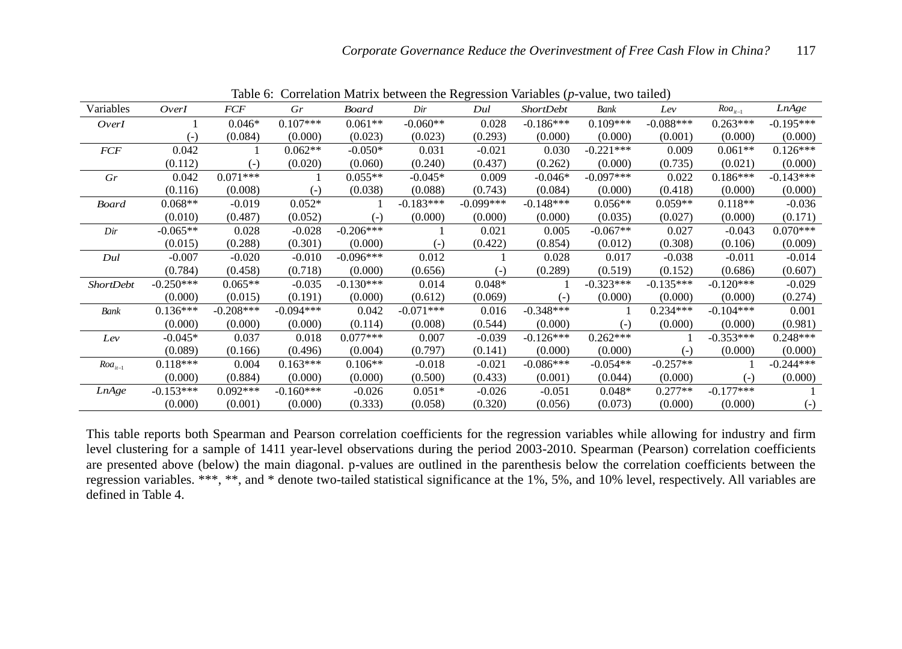Table 6: Correlation Matrix between the Regression Variables (*p*-value, two tailed)

| Variables | *OverI* | *FCF* | *Gr* | *Board* | *Dir* | *Dul* | *ShortDebt* | *Bank* | *Lev* | $Roa_{it-1}$ | *LnAge* |
|---|---|---|---|---|---|---|---|---|---|---|---|
| *OverI* | 1 | 0.046* | 0.107*** | 0.061** | -0.060** | 0.028 | -0.186*** | 0.109*** | -0.088*** | 0.263*** | -0.195*** |
| | (-) | (0.084) | (0.000) | (0.023) | (0.023) | (0.293) | (0.000) | (0.000) | (0.001) | (0.000) | (0.000) |
| *FCF* | 0.042 | 1 | 0.062** | -0.050* | 0.031 | -0.021 | 0.030 | -0.221*** | 0.009 | 0.061** | 0.126*** |
| | (0.112) | (-) | (0.020) | (0.060) | (0.240) | (0.437) | (0.262) | (0.000) | (0.735) | (0.021) | (0.000) |
| *Gr* | 0.042 | 0.071*** | 1 | 0.055** | -0.045* | 0.009 | -0.046* | -0.097*** | 0.022 | 0.186*** | -0.143*** |
| | (0.116) | (0.008) | (-) | (0.038) | (0.088) | (0.743) | (0.084) | (0.000) | (0.418) | (0.000) | (0.000) |
| *Board* | 0.068** | -0.019 | 0.052* | 1 | -0.183*** | -0.099*** | -0.148*** | 0.056** | 0.059** | 0.118** | -0.036 |
| | (0.010) | (0.487) | (0.052) | (-) | (0.000) | (0.000) | (0.000) | (0.035) | (0.027) | (0.000) | (0.171) |
| *Dir* | -0.065** | 0.028 | -0.028 | -0.206*** | 1 | 0.021 | 0.005 | -0.067** | 0.027 | -0.043 | 0.070*** |
| | (0.015) | (0.288) | (0.301) | (0.000) | (-) | (0.422) | (0.854) | (0.012) | (0.308) | (0.106) | (0.009) |
| *Dul* | -0.007 | -0.020 | -0.010 | -0.096*** | 0.012 | 1 | 0.028 | 0.017 | -0.038 | -0.011 | -0.014 |
| | (0.784) | (0.458) | (0.718) | (0.000) | (0.656) | (-) | (0.289) | (0.519) | (0.152) | (0.686) | (0.607) |
| *ShortDebt* | -0.250*** | 0.065** | -0.035 | -0.130*** | 0.014 | 0.048* | 1 | -0.323*** | -0.135*** | -0.120*** | -0.029 |
| | (0.000) | (0.015) | (0.191) | (0.000) | (0.612) | (0.069) | (-) | (0.000) | (0.000) | (0.000) | (0.274) |
| *Bank* | 0.136*** | -0.208*** | -0.094*** | 0.042 | -0.071*** | 0.016 | -0.348*** | 1 | 0.234*** | -0.104*** | 0.001 |
| | (0.000) | (0.000) | (0.000) | (0.114) | (0.008) | (0.544) | (0.000) | (-) | (0.000) | (0.000) | (0.981) |
| *Lev* | -0.045* | 0.037 | 0.018 | 0.077*** | 0.007 | -0.039 | -0.126*** | 0.262*** | 1 | -0.353*** | 0.248*** |
| | (0.089) | (0.166) | (0.496) | (0.004) | (0.797) | (0.141) | (0.000) | (0.000) | (-) | (0.000) | (0.000) |
| $Roa_{it-1}$ | 0.118*** | 0.004 | 0.163*** | 0.106** | -0.018 | -0.021 | -0.086*** | -0.054** | -0.257** | 1 | -0.244*** |
| | (0.000) | (0.884) | (0.000) | (0.000) | (0.500) | (0.433) | (0.001) | (0.044) | (0.000) | (-) | (0.000) |
| *LnAge* | -0.153*** | 0.092*** | -0.160*** | -0.026 | 0.051* | -0.026 | -0.051 | 0.048* | 0.277** | -0.177*** | 1 |
| | (0.000) | (0.001) | (0.000) | (0.333) | (0.058) | (0.320) | (0.056) | (0.073) | (0.000) | (0.000) | (-) |

This table reports both Spearman and Pearson correlation coefficients for the regression variables while allowing for industry and firm level clustering for a sample of 1411 year-level observations during the period 2003-2010. Spearman (Pearson) correlation coefficients are presented above (below) the main diagonal. p-values are outlined in the parenthesis below the correlation coefficients between the regression variables. ***, **, and * denote two-tailed statistical significance at the 1%, 5%, and 10% level, respectively. All variables are defined in Table 4.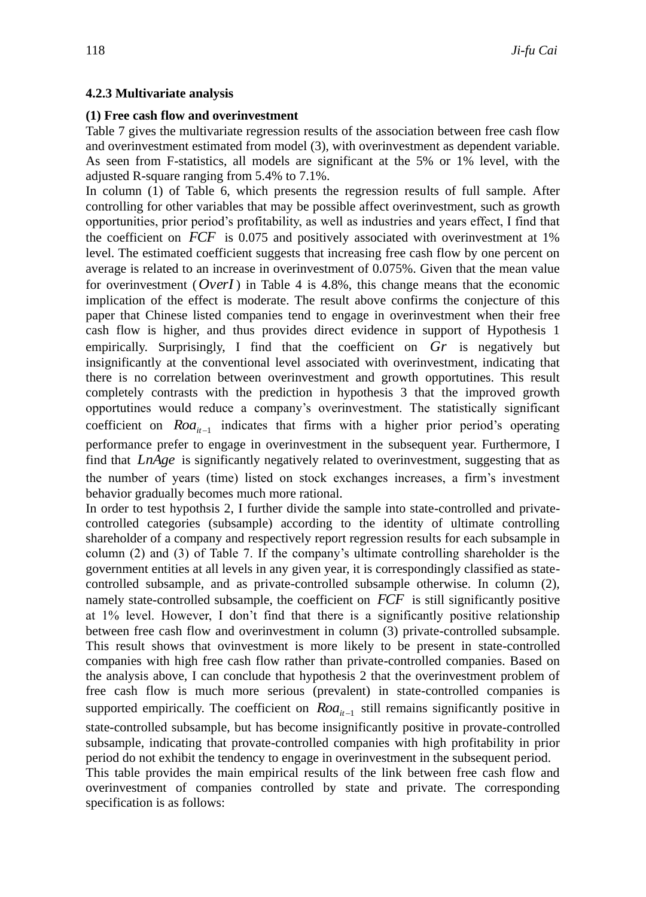#### 4.2.3 Multivariate analysis

**(1) Free cash flow and overinvestment**

Table 7 gives the multivariate regression results of the association between free cash flow and overinvestment estimated from model (3), with overinvestment as dependent variable. As seen from F-statistics, all models are significant at the 5% or 1% level, with the adjusted R-square ranging from 5.4% to 7.1%.

In column (1) of Table 6, which presents the regression results of full sample. After controlling for other variables that may be possible affect overinvestment, such as growth opportunities, prior period's profitability, as well as industries and years effect, I find that the coefficient on $FCF$ is 0.075 and positively associated with overinvestment at 1% level. The estimated coefficient suggests that increasing free cash flow by one percent on average is related to an increase in overinvestment of 0.075%. Given that the mean value for overinvestment ($OverI$) in Table 4 is 4.8%, this change means that the economic implication of the effect is moderate. The result above confirms the conjecture of this paper that Chinese listed companies tend to engage in overinvestment when their free cash flow is higher, and thus provides direct evidence in support of Hypothesis 1 empirically. Surprisingly, I find that the coefficient on $Gr$ is negatively but insignificantly at the conventional level associated with overinvestment, indicating that there is no correlation between overinvestment and growth opportutines. This result completely contrasts with the prediction in hypothesis 3 that the improved growth opportutines would reduce a company's overinvestment. The statistically significant coefficient on $Roa_{it-1}$ indicates that firms with a higher prior period's operating performance prefer to engage in overinvestment in the subsequent year. Furthermore, I find that $LnAge$ is significantly negatively related to overinvestment, suggesting that as the number of years (time) listed on stock exchanges increases, a firm's investment behavior gradually becomes much more rational.

In order to test hypothsis 2, I further divide the sample into state-controlled and private-controlled categories (subsample) according to the identity of ultimate controlling shareholder of a company and respectively report regression results for each subsample in column (2) and (3) of Table 7. If the company's ultimate controlling shareholder is the government entities at all levels in any given year, it is correspondingly classified as state-controlled subsample, and as private-controlled subsample otherwise. In column (2), namely state-controlled subsample, the coefficient on $FCF$ is still significantly positive at 1% level. However, I don't find that there is a significantly positive relationship between free cash flow and overinvestment in column (3) private-controlled subsample. This result shows that ovinvestment is more likely to be present in state-controlled companies with high free cash flow rather than private-controlled companies. Based on the analysis above, I can conclude that hypothesis 2 that the overinvestment problem of free cash flow is much more serious (prevalent) in state-controlled companies is supported empirically. The coefficient on $Roa_{it-1}$ still remains significantly positive in state-controlled subsample, but has become insignificantly positive in provate-controlled subsample, indicating that provate-controlled companies with high profitability in prior period do not exhibit the tendency to engage in overinvestment in the subsequent period.

This table provides the main empirical results of the link between free cash flow and overinvestment of companies controlled by state and private. The corresponding specification is as follows: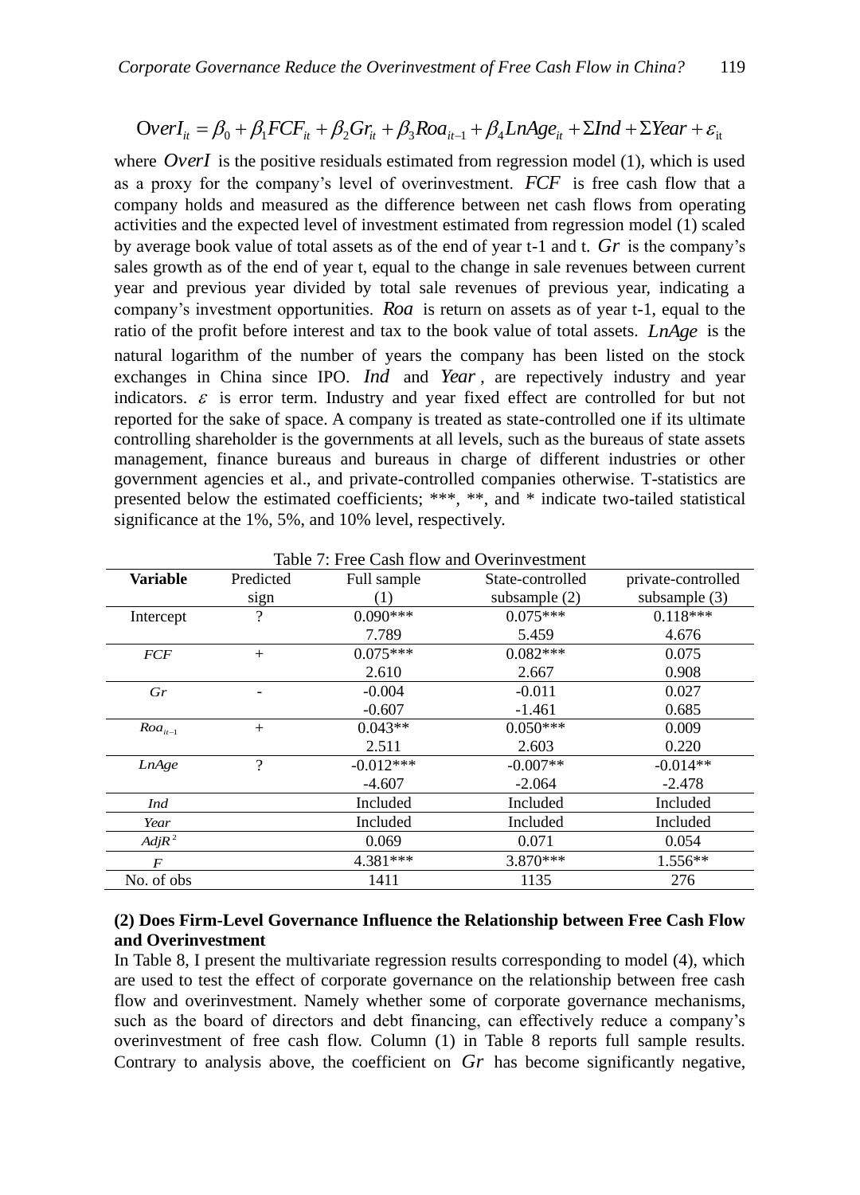$$OverI_{it} = \beta_0 + \beta_1 FCF_{it} + \beta_2 Gr_{it} + \beta_3 Roa_{it-1} + \beta_4 LnAge_{it} + \Sigma Ind + \Sigma Year + \varepsilon_{it}$$

where $OverI$ is the positive residuals estimated from regression model (1), which is used as a proxy for the company's level of overinvestment. $FCF$ is free cash flow that a company holds and measured as the difference between net cash flows from operating activities and the expected level of investment estimated from regression model (1) scaled by average book value of total assets as of the end of year t-1 and t. $Gr$ is the company's sales growth as of the end of year t, equal to the change in sale revenues between current year and previous year divided by total sale revenues of previous year, indicating a company's investment opportunities. $Roa$ is return on assets as of year t-1, equal to the ratio of the profit before interest and tax to the book value of total assets. $LnAge$ is the natural logarithm of the number of years the company has been listed on the stock exchanges in China since IPO. $Ind$ and $Year$, are repectively industry and year indicators. $\varepsilon$ is error term. Industry and year fixed effect are controlled for but not reported for the sake of space. A company is treated as state-controlled one if its ultimate controlling shareholder is the governments at all levels, such as the bureaus of state assets management, finance bureaus and bureaus in charge of different industries or other government agencies et al., and private-controlled companies otherwise. T-statistics are presented below the estimated coefficients; ***, **, and * indicate two-tailed statistical significance at the 1%, 5%, and 10% level, respectively.

Table 7: Free Cash flow and Overinvestment

| **Variable** | Predicted sign | Full sample (1) | State-controlled subsample (2) | private-controlled subsample (3) |
|---|---|---|---|---|
| Intercept | ? | 0.090*** | 0.075*** | 0.118*** |
| | | 7.789 | 5.459 | 4.676 |
| $FCF$ | + | 0.075*** | 0.082*** | 0.075 |
| | | 2.610 | 2.667 | 0.908 |
| $Gr$ | - | -0.004 | -0.011 | 0.027 |
| | | -0.607 | -1.461 | 0.685 |
| $Roa_{it-1}$ | + | 0.043** | 0.050*** | 0.009 |
| | | 2.511 | 2.603 | 0.220 |
| $LnAge$ | ? | -0.012*** | -0.007** | -0.014** |
| | | -4.607 | -2.064 | -2.478 |
| $Ind$ | | Included | Included | Included |
| $Year$ | | Included | Included | Included |
| $AdjR^2$ | | 0.069 | 0.071 | 0.054 |
| $F$ | | 4.381*** | 3.870*** | 1.556** |
| No. of obs | | 1411 | 1135 | 276 |

**(2) Does Firm-Level Governance Influence the Relationship between Free Cash Flow and Overinvestment**

In Table 8, I present the multivariate regression results corresponding to model (4), which are used to test the effect of corporate governance on the relationship between free cash flow and overinvestment. Namely whether some of corporate governance mechanisms, such as the board of directors and debt financing, can effectively reduce a company's overinvestment of free cash flow. Column (1) in Table 8 reports full sample results. Contrary to analysis above, the coefficient on $Gr$ has become significantly negative,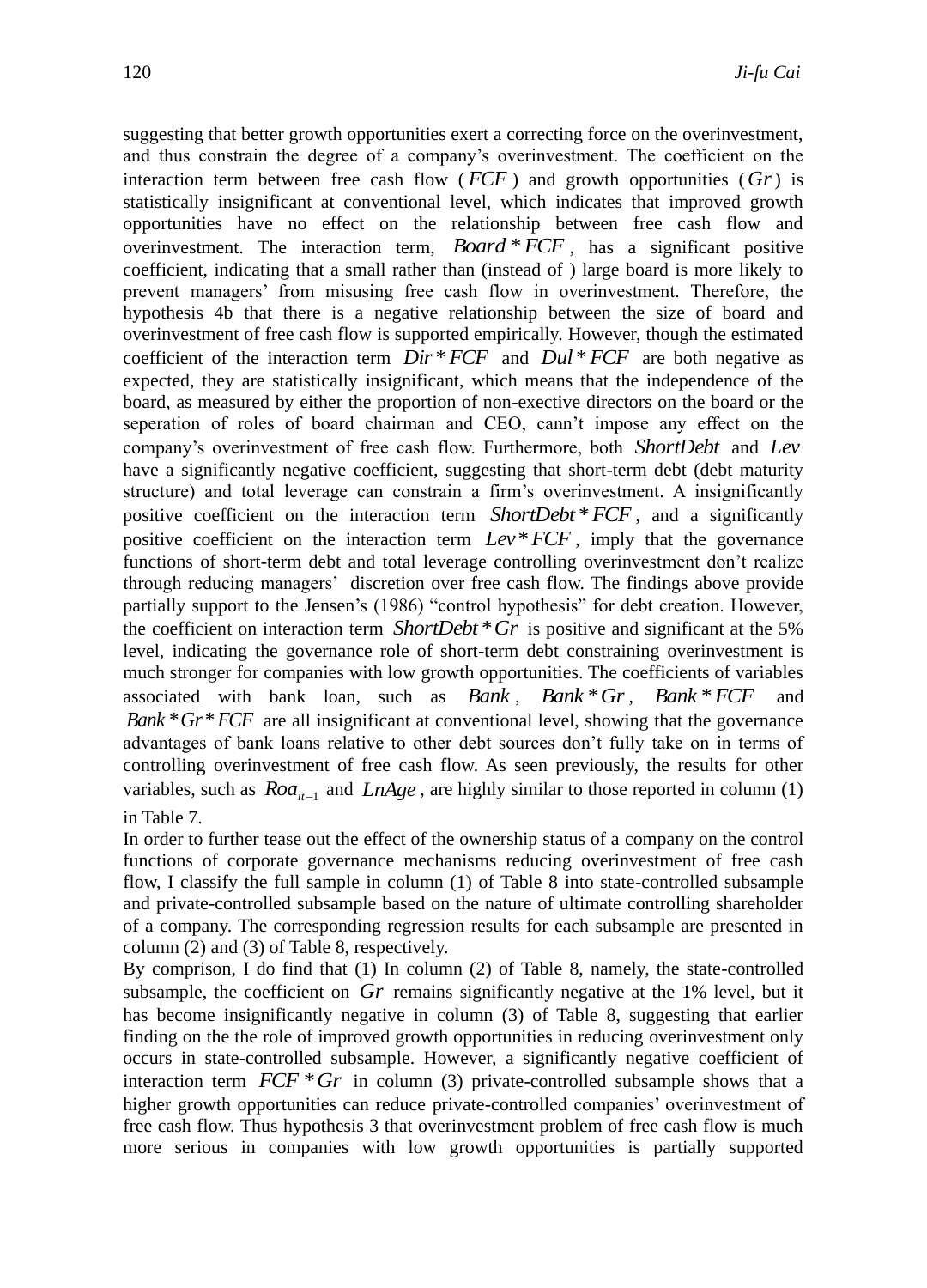suggesting that better growth opportunities exert a correcting force on the overinvestment, and thus constrain the degree of a company's overinvestment. The coefficient on the interaction term between free cash flow ($FCF$) and growth opportunities ($Gr$) is statistically insignificant at conventional level, which indicates that improved growth opportunities have no effect on the relationship between free cash flow and overinvestment. The interaction term, $Board*FCF$, has a significant positive coefficient, indicating that a small rather than (instead of ) large board is more likely to prevent managers' from misusing free cash flow in overinvestment. Therefore, the hypothesis 4b that there is a negative relationship between the size of board and overinvestment of free cash flow is supported empirically. However, though the estimated coefficient of the interaction term $Dir*FCF$ and $Dul*FCF$ are both negative as expected, they are statistically insignificant, which means that the independence of the board, as measured by either the proportion of non-exective directors on the board or the seperation of roles of board chairman and CEO, cann't impose any effect on the company's overinvestment of free cash flow. Furthermore, both $ShortDebt$ and $Lev$ have a significantly negative coefficient, suggesting that short-term debt (debt maturity structure) and total leverage can constrain a firm's overinvestment. A insignificantly positive coefficient on the interaction term $ShortDebt*FCF$, and a significantly positive coefficient on the interaction term $Lev*FCF$, imply that the governance functions of short-term debt and total leverage controlling overinvestment don't realize through reducing managers' discretion over free cash flow. The findings above provide partially support to the Jensen's (1986) "control hypothesis" for debt creation. However, the coefficient on interaction term $ShortDebt*Gr$ is positive and significant at the 5% level, indicating the governance role of short-term debt constraining overinvestment is much stronger for companies with low growth opportunities. The coefficients of variables associated with bank loan, such as $Bank$, $Bank*Gr$, $Bank*FCF$ and $Bank*Gr*FCF$ are all insignificant at conventional level, showing that the governance advantages of bank loans relative to other debt sources don't fully take on in terms of controlling overinvestment of free cash flow. As seen previously, the results for other variables, such as $Roa_{it-1}$ and $LnAge$, are highly similar to those reported in column (1) in Table 7.

In order to further tease out the effect of the ownership status of a company on the control functions of corporate governance mechanisms reducing overinvestment of free cash flow, I classify the full sample in column (1) of Table 8 into state-controlled subsample and private-controlled subsample based on the nature of ultimate controlling shareholder of a company. The corresponding regression results for each subsample are presented in column (2) and (3) of Table 8, respectively.

By comprison, I do find that (1) In column (2) of Table 8, namely, the state-controlled subsample, the coefficient on $Gr$ remains significantly negative at the 1% level, but it has become insignificantly negative in column (3) of Table 8, suggesting that earlier finding on the the role of improved growth opportunities in reducing overinvestment only occurs in state-controlled subsample. However, a significantly negative coefficient of interaction term $FCF*Gr$ in column (3) private-controlled subsample shows that a higher growth opportunities can reduce private-controlled companies' overinvestment of free cash flow. Thus hypothesis 3 that overinvestment problem of free cash flow is much more serious in companies with low growth opportunities is partially supported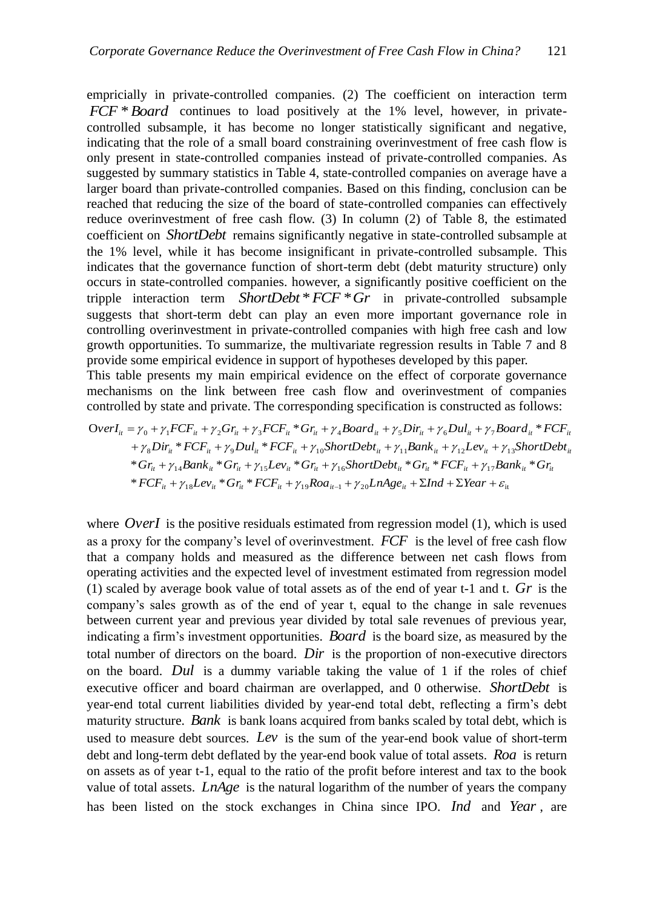empricially in private-controlled companies. (2) The coefficient on interaction term $FCF*Board$ continues to load positively at the 1% level, however, in private-controlled subsample, it has become no longer statistically significant and negative, indicating that the role of a small board constraining overinvestment of free cash flow is only present in state-controlled companies instead of private-controlled companies. As suggested by summary statistics in Table 4, state-controlled companies on average have a larger board than private-controlled companies. Based on this finding, conclusion can be reached that reducing the size of the board of state-controlled companies can effectively reduce overinvestment of free cash flow. (3) In column (2) of Table 8, the estimated coefficient on $ShortDebt$ remains significantly negative in state-controlled subsample at the 1% level, while it has become insignificant in private-controlled subsample. This indicates that the governance function of short-term debt (debt maturity structure) only occurs in state-controlled companies. however, a significantly positive coefficient on the tripple interaction term $ShortDebt*FCF*Gr$ in private-controlled subsample suggests that short-term debt can play an even more important governance role in controlling overinvestment in private-controlled companies with high free cash and low growth opportunities. To summarize, the multivariate regression results in Table 7 and 8 provide some empirical evidence in support of hypotheses developed by this paper.

This table presents my main empirical evidence on the effect of corporate governance mechanisms on the link between free cash flow and overinvestment of companies controlled by state and private. The corresponding specification is constructed as follows:

$$
\begin{aligned}
OverI_{it} = {} & \gamma_0 + \gamma_1 FCF_{it} + \gamma_2 Gr_{it} + \gamma_3 FCF_{it}*Gr_{it} + \gamma_4 Board_{it} + \gamma_5 Dir_{it} + \gamma_6 Dul_{it} + \gamma_7 Board_{it}*FCF_{it} \\
& + \gamma_8 Dir_{it}*FCF_{it} + \gamma_9 Dul_{it}*FCF_{it} + \gamma_{10} ShortDebt_{it} + \gamma_{11} Bank_{it} + \gamma_{12} Lev_{it} + \gamma_{13} ShortDebt_{it} \\
& *Gr_{it} + \gamma_{14} Bank_{it}*Gr_{it} + \gamma_{15} Lev_{it}*Gr_{it} + \gamma_{16} ShortDebt_{it}*Gr_{it}*FCF_{it} + \gamma_{17} Bank_{it}*Gr_{it} \\
& *FCF_{it} + \gamma_{18} Lev_{it}*Gr_{it}*FCF_{it} + \gamma_{19} Roa_{it-1} + \gamma_{20} LnAge_{it} + \Sigma Ind + \Sigma Year + \varepsilon_{it}
\end{aligned}
$$

where $OverI$ is the positive residuals estimated from regression model (1), which is used as a proxy for the company's level of overinvestment. $FCF$ is the level of free cash flow that a company holds and measured as the difference between net cash flows from operating activities and the expected level of investment estimated from regression model (1) scaled by average book value of total assets as of the end of year t-1 and t. $Gr$ is the company's sales growth as of the end of year t, equal to the change in sale revenues between current year and previous year divided by total sale revenues of previous year, indicating a firm's investment opportunities. $Board$ is the board size, as measured by the total number of directors on the board. $Dir$ is the proportion of non-executive directors on the board. $Dul$ is a dummy variable taking the value of 1 if the roles of chief executive officer and board chairman are overlapped, and 0 otherwise. $ShortDebt$ is year-end total current liabilities divided by year-end total debt, reflecting a firm's debt maturity structure. $Bank$ is bank loans acquired from banks scaled by total debt, which is used to measure debt sources. $Lev$ is the sum of the year-end book value of short-term debt and long-term debt deflated by the year-end book value of total assets. $Roa$ is return on assets as of year t-1, equal to the ratio of the profit before interest and tax to the book value of total assets. $LnAge$ is the natural logarithm of the number of years the company has been listed on the stock exchanges in China since IPO. $Ind$ and $Year$, are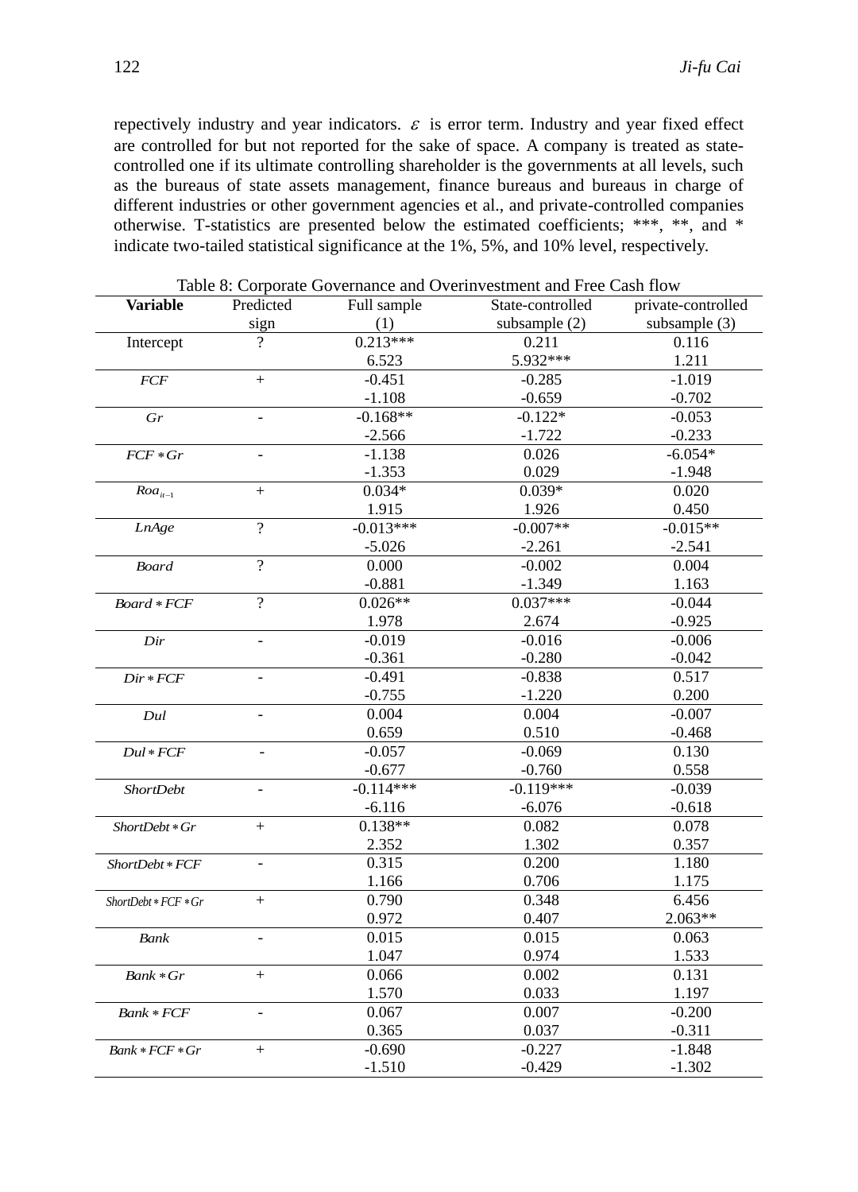repectively industry and year indicators. $\varepsilon$ is error term. Industry and year fixed effect are controlled for but not reported for the sake of space. A company is treated as state-controlled one if its ultimate controlling shareholder is the governments at all levels, such as the bureaus of state assets management, finance bureaus and bureaus in charge of different industries or other government agencies et al., and private-controlled companies otherwise. T-statistics are presented below the estimated coefficients; ***, **, and * indicate two-tailed statistical significance at the 1%, 5%, and 10% level, respectively.

Table 8: Corporate Governance and Overinvestment and Free Cash flow

| Variable | Predicted sign | Full sample (1) | State-controlled subsample (2) | private-controlled subsample (3) |
|---|---|---|---|---|
| Intercept | ? | 0.213*** | 0.211 | 0.116 |
| | | 6.523 | 5.932*** | 1.211 |
| $FCF$ | + | -0.451 | -0.285 | -1.019 |
| | | -1.108 | -0.659 | -0.702 |
| $Gr$ | - | -0.168** | -0.122* | -0.053 |
| | | -2.566 | -1.722 | -0.233 |
| $FCF*Gr$ | - | -1.138 | 0.026 | -6.054* |
| | | -1.353 | 0.029 | -1.948 |
| $Roa_{it-1}$ | + | 0.034* | 0.039* | 0.020 |
| | | 1.915 | 1.926 | 0.450 |
| $LnAge$ | ? | -0.013*** | -0.007** | -0.015** |
| | | -5.026 | -2.261 | -2.541 |
| $Board$ | ? | 0.000 | -0.002 | 0.004 |
| | | -0.881 | -1.349 | 1.163 |
| $Board*FCF$ | ? | 0.026** | 0.037*** | -0.044 |
| | | 1.978 | 2.674 | -0.925 |
| $Dir$ | - | -0.019 | -0.016 | -0.006 |
| | | -0.361 | -0.280 | -0.042 |
| $Dir*FCF$ | - | -0.491 | -0.838 | 0.517 |
| | | -0.755 | -1.220 | 0.200 |
| $Dul$ | - | 0.004 | 0.004 | -0.007 |
| | | 0.659 | 0.510 | -0.468 |
| $Dul*FCF$ | - | -0.057 | -0.069 | 0.130 |
| | | -0.677 | -0.760 | 0.558 |
| $ShortDebt$ | - | -0.114*** | -0.119*** | -0.039 |
| | | -6.116 | -6.076 | -0.618 |
| $ShortDebt*Gr$ | + | 0.138** | 0.082 | 0.078 |
| | | 2.352 | 1.302 | 0.357 |
| $ShortDebt*FCF$ | - | 0.315 | 0.200 | 1.180 |
| | | 1.166 | 0.706 | 1.175 |
| $ShortDebt*FCF*Gr$ | + | 0.790 | 0.348 | 6.456 |
| | | 0.972 | 0.407 | 2.063** |
| $Bank$ | - | 0.015 | 0.015 | 0.063 |
| | | 1.047 | 0.974 | 1.533 |
| $Bank*Gr$ | + | 0.066 | 0.002 | 0.131 |
| | | 1.570 | 0.033 | 1.197 |
| $Bank*FCF$ | - | 0.067 | 0.007 | -0.200 |
| | | 0.365 | 0.037 | -0.311 |
| $Bank*FCF*Gr$ | + | -0.690 | -0.227 | -1.848 |
| | | -1.510 | -0.429 | -1.302 |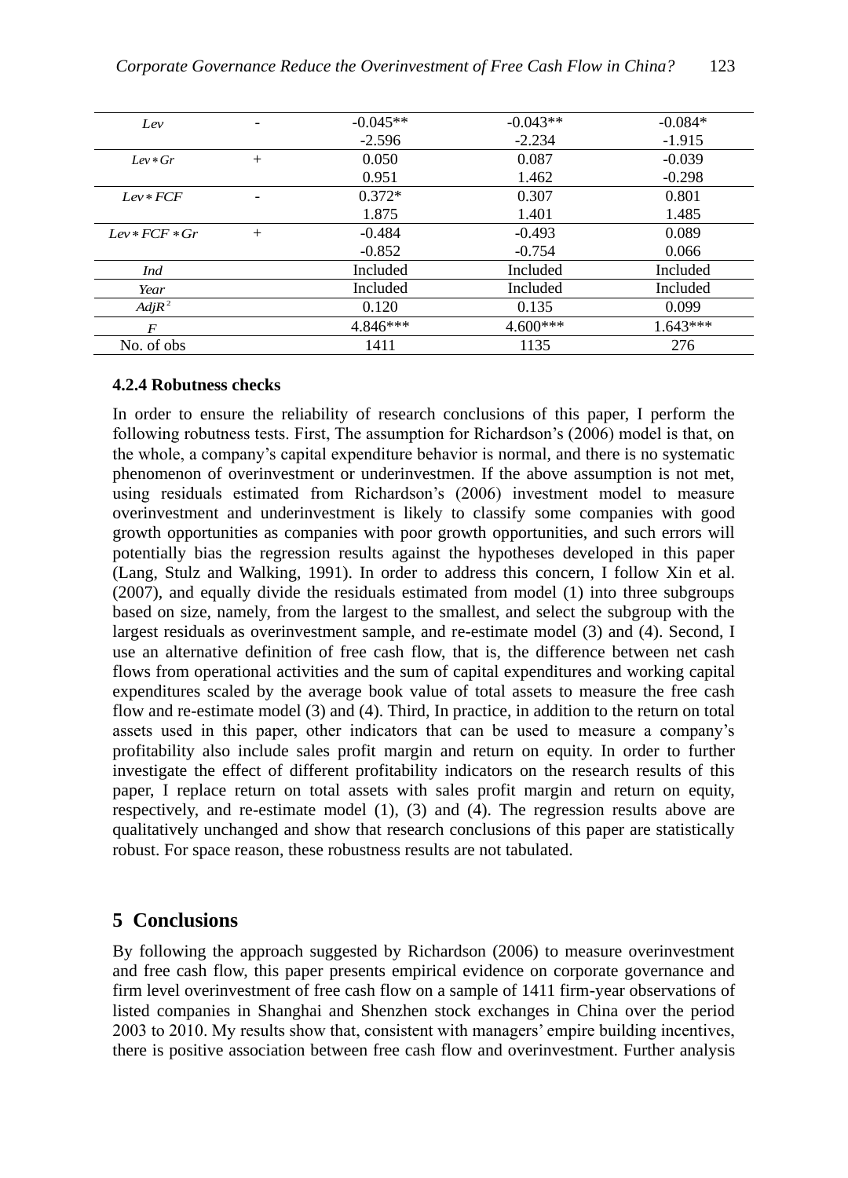| | | | | |
|---|---|---|---|---|
| $Lev$ | - | -0.045** | -0.043** | -0.084* |
| | | -2.596 | -2.234 | -1.915 |
| $Lev*Gr$ | + | 0.050 | 0.087 | -0.039 |
| | | 0.951 | 1.462 | -0.298 |
| $Lev*FCF$ | - | 0.372* | 0.307 | 0.801 |
| | | 1.875 | 1.401 | 1.485 |
| $Lev*FCF*Gr$ | + | -0.484 | -0.493 | 0.089 |
| | | -0.852 | -0.754 | 0.066 |
| $Ind$ | | Included | Included | Included |
| $Year$ | | Included | Included | Included |
| $AdjR^2$ | | 0.120 | 0.135 | 0.099 |
| $F$ | | 4.846*** | 4.600*** | 1.643*** |
| No. of obs | | 1411 | 1135 | 276 |

**4.2.4 Robutness checks**

In order to ensure the reliability of research conclusions of this paper, I perform the following robutness tests. First, The assumption for Richardson's (2006) model is that, on the whole, a company's capital expenditure behavior is normal, and there is no systematic phenomenon of overinvestment or underinvestmen. If the above assumption is not met, using residuals estimated from Richardson's (2006) investment model to measure overinvestment and underinvestment is likely to classify some companies with good growth opportunities as companies with poor growth opportunities, and such errors will potentially bias the regression results against the hypotheses developed in this paper (Lang, Stulz and Walking, 1991). In order to address this concern, I follow Xin et al. (2007), and equally divide the residuals estimated from model (1) into three subgroups based on size, namely, from the largest to the smallest, and select the subgroup with the largest residuals as overinvestment sample, and re-estimate model (3) and (4). Second, I use an alternative definition of free cash flow, that is, the difference between net cash flows from operational activities and the sum of capital expenditures and working capital expenditures scaled by the average book value of total assets to measure the free cash flow and re-estimate model (3) and (4). Third, In practice, in addition to the return on total assets used in this paper, other indicators that can be used to measure a company's profitability also include sales profit margin and return on equity. In order to further investigate the effect of different profitability indicators on the research results of this paper, I replace return on total assets with sales profit margin and return on equity, respectively, and re-estimate model (1), (3) and (4). The regression results above are qualitatively unchanged and show that research conclusions of this paper are statistically robust. For space reason, these robustness results are not tabulated.

## 5 Conclusions

By following the approach suggested by Richardson (2006) to measure overinvestment and free cash flow, this paper presents empirical evidence on corporate governance and firm level overinvestment of free cash flow on a sample of 1411 firm-year observations of listed companies in Shanghai and Shenzhen stock exchanges in China over the period 2003 to 2010. My results show that, consistent with managers' empire building incentives, there is positive association between free cash flow and overinvestment. Further analysis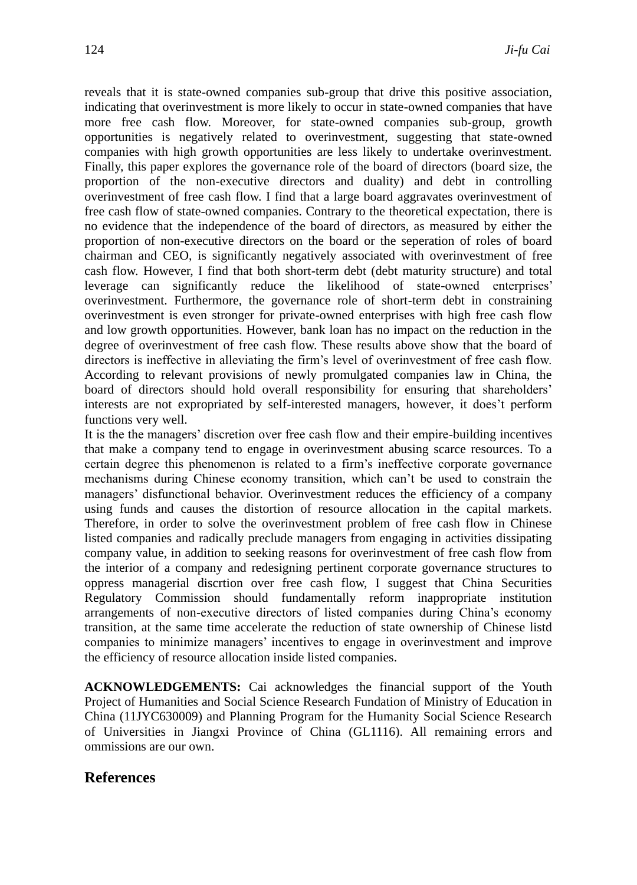reveals that it is state-owned companies sub-group that drive this positive association, indicating that overinvestment is more likely to occur in state-owned companies that have more free cash flow. Moreover, for state-owned companies sub-group, growth opportunities is negatively related to overinvestment, suggesting that state-owned companies with high growth opportunities are less likely to undertake overinvestment. Finally, this paper explores the governance role of the board of directors (board size, the proportion of the non-executive directors and duality) and debt in controlling overinvestment of free cash flow. I find that a large board aggravates overinvestment of free cash flow of state-owned companies. Contrary to the theoretical expectation, there is no evidence that the independence of the board of directors, as measured by either the proportion of non-executive directors on the board or the seperation of roles of board chairman and CEO, is significantly negatively associated with overinvestment of free cash flow. However, I find that both short-term debt (debt maturity structure) and total leverage can significantly reduce the likelihood of state-owned enterprises' overinvestment. Furthermore, the governance role of short-term debt in constraining overinvestment is even stronger for private-owned enterprises with high free cash flow and low growth opportunities. However, bank loan has no impact on the reduction in the degree of overinvestment of free cash flow. These results above show that the board of directors is ineffective in alleviating the firm's level of overinvestment of free cash flow. According to relevant provisions of newly promulgated companies law in China, the board of directors should hold overall responsibility for ensuring that shareholders' interests are not expropriated by self-interested managers, however, it does't perform functions very well.

It is the the managers' discretion over free cash flow and their empire-building incentives that make a company tend to engage in overinvestment abusing scarce resources. To a certain degree this phenomenon is related to a firm's ineffective corporate governance mechanisms during Chinese economy transition, which can't be used to constrain the managers' disfunctional behavior. Overinvestment reduces the efficiency of a company using funds and causes the distortion of resource allocation in the capital markets. Therefore, in order to solve the overinvestment problem of free cash flow in Chinese listed companies and radically preclude managers from engaging in activities dissipating company value, in addition to seeking reasons for overinvestment of free cash flow from the interior of a company and redesigning pertinent corporate governance structures to oppress managerial discrtion over free cash flow, I suggest that China Securities Regulatory Commission should fundamentally reform inappropriate institution arrangements of non-executive directors of listed companies during China's economy transition, at the same time accelerate the reduction of state ownership of Chinese listd companies to minimize managers' incentives to engage in overinvestment and improve the efficiency of resource allocation inside listed companies.

**ACKNOWLEDGEMENTS:** Cai acknowledges the financial support of the Youth Project of Humanities and Social Science Research Fundation of Ministry of Education in China (11JYC630009) and Planning Program for the Humanity Social Science Research of Universities in Jiangxi Province of China (GL1116). All remaining errors and ommissions are our own.

## References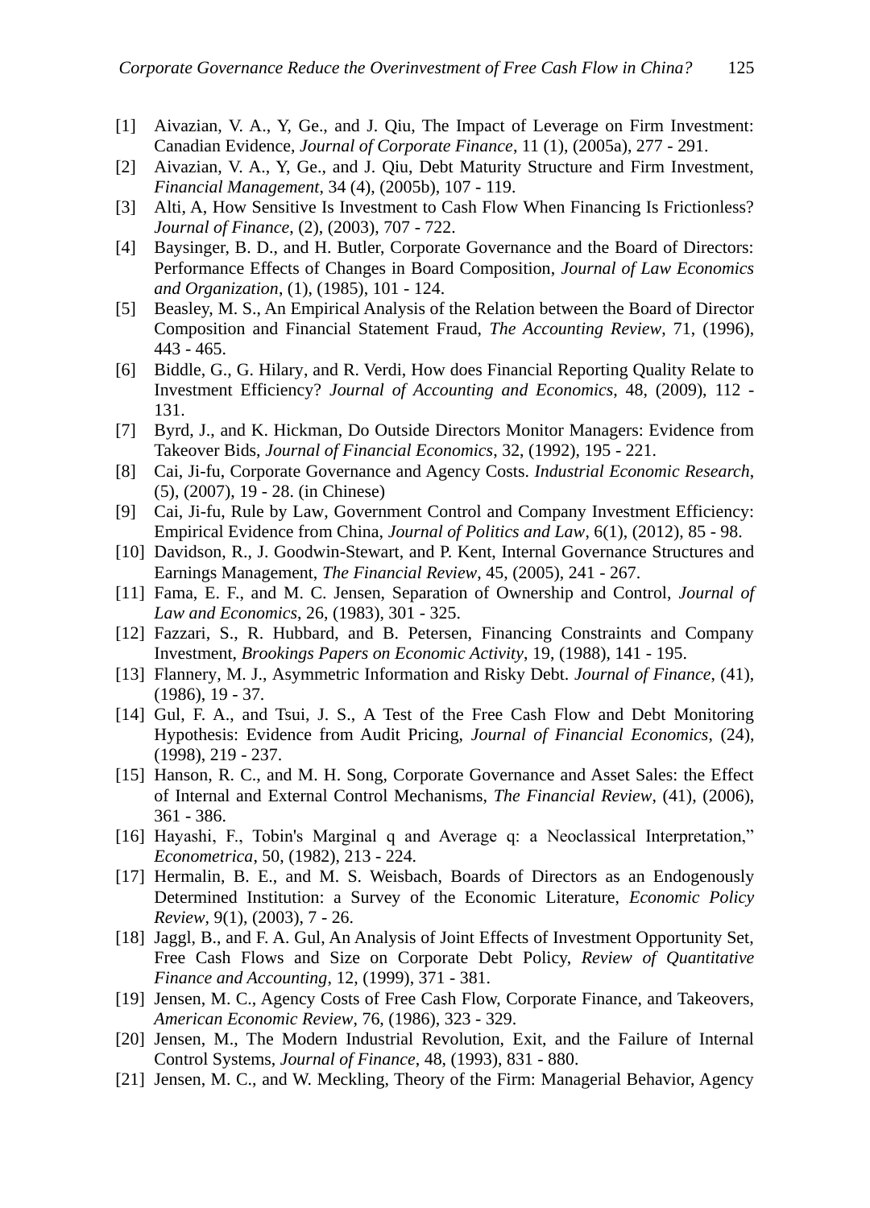[1] Aivazian, V. A., Y, Ge., and J. Qiu, The Impact of Leverage on Firm Investment: Canadian Evidence, *Journal of Corporate Finance*, 11 (1), (2005a), 277 - 291.

[2] Aivazian, V. A., Y, Ge., and J. Qiu, Debt Maturity Structure and Firm Investment, *Financial Management*, 34 (4), (2005b), 107 - 119.

[3] Alti, A, How Sensitive Is Investment to Cash Flow When Financing Is Frictionless? *Journal of Finance*, (2), (2003), 707 - 722.

[4] Baysinger, B. D., and H. Butler, Corporate Governance and the Board of Directors: Performance Effects of Changes in Board Composition, *Journal of Law Economics and Organization*, (1), (1985), 101 - 124.

[5] Beasley, M. S., An Empirical Analysis of the Relation between the Board of Director Composition and Financial Statement Fraud, *The Accounting Review*, 71, (1996), 443 - 465.

[6] Biddle, G., G. Hilary, and R. Verdi, How does Financial Reporting Quality Relate to Investment Efficiency? *Journal of Accounting and Economics*, 48, (2009), 112 - 131.

[7] Byrd, J., and K. Hickman, Do Outside Directors Monitor Managers: Evidence from Takeover Bids, *Journal of Financial Economics*, 32, (1992), 195 - 221.

[8] Cai, Ji-fu, Corporate Governance and Agency Costs. *Industrial Economic Research*, (5), (2007), 19 - 28. (in Chinese)

[9] Cai, Ji-fu, Rule by Law, Government Control and Company Investment Efficiency: Empirical Evidence from China, *Journal of Politics and Law*, 6(1), (2012), 85 - 98.

[10] Davidson, R., J. Goodwin-Stewart, and P. Kent, Internal Governance Structures and Earnings Management, *The Financial Review*, 45, (2005), 241 - 267.

[11] Fama, E. F., and M. C. Jensen, Separation of Ownership and Control, *Journal of Law and Economics*, 26, (1983), 301 - 325.

[12] Fazzari, S., R. Hubbard, and B. Petersen, Financing Constraints and Company Investment, *Brookings Papers on Economic Activity*, 19, (1988), 141 - 195.

[13] Flannery, M. J., Asymmetric Information and Risky Debt. *Journal of Finance*, (41), (1986), 19 - 37.

[14] Gul, F. A., and Tsui, J. S., A Test of the Free Cash Flow and Debt Monitoring Hypothesis: Evidence from Audit Pricing, *Journal of Financial Economics*, (24), (1998), 219 - 237.

[15] Hanson, R. C., and M. H. Song, Corporate Governance and Asset Sales: the Effect of Internal and External Control Mechanisms, *The Financial Review*, (41), (2006), 361 - 386.

[16] Hayashi, F., Tobin's Marginal q and Average q: a Neoclassical Interpretation," *Econometrica*, 50, (1982), 213 - 224.

[17] Hermalin, B. E., and M. S. Weisbach, Boards of Directors as an Endogenously Determined Institution: a Survey of the Economic Literature, *Economic Policy Review*, 9(1), (2003), 7 - 26.

[18] Jaggl, B., and F. A. Gul, An Analysis of Joint Effects of Investment Opportunity Set, Free Cash Flows and Size on Corporate Debt Policy, *Review of Quantitative Finance and Accounting*, 12, (1999), 371 - 381.

[19] Jensen, M. C., Agency Costs of Free Cash Flow, Corporate Finance, and Takeovers, *American Economic Review*, 76, (1986), 323 - 329.

[20] Jensen, M., The Modern Industrial Revolution, Exit, and the Failure of Internal Control Systems, *Journal of Finance*, 48, (1993), 831 - 880.

[21] Jensen, M. C., and W. Meckling, Theory of the Firm: Managerial Behavior, Agency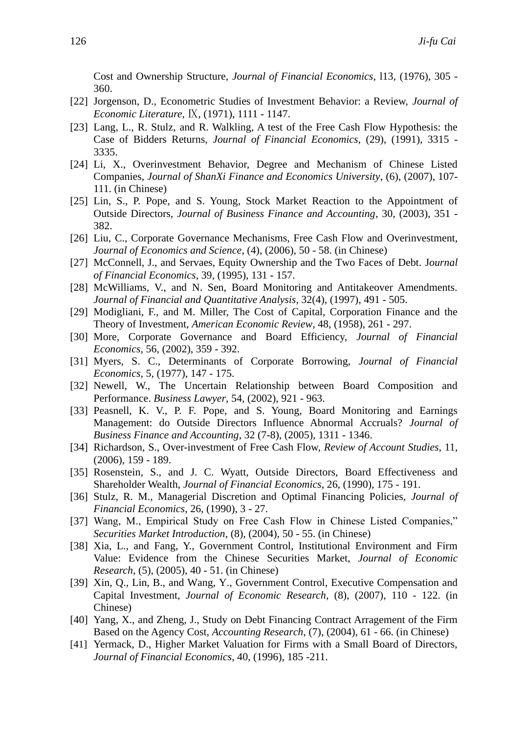Cost and Ownership Structure, *Journal of Financial Economics*, l13, (1976), 305 - 360.

[22] Jorgenson, D., Econometric Studies of Investment Behavior: a Review, *Journal of Economic Literature*, Ⅸ, (1971), 1111 - 1147.

[23] Lang, L., R. Stulz, and R. Walkling, A test of the Free Cash Flow Hypothesis: the Case of Bidders Returns, *Journal of Financial Economics*, (29), (1991), 3315 - 3335.

[24] Li, X., Overinvestment Behavior, Degree and Mechanism of Chinese Listed Companies, *Journal of ShanXi Finance and Economics University*, (6), (2007), 107-111. (in Chinese)

[25] Lin, S., P. Pope, and S. Young, Stock Market Reaction to the Appointment of Outside Directors, *Journal of Business Finance and Accounting*, 30, (2003), 351 - 382.

[26] Liu, C., Corporate Governance Mechanisms, Free Cash Flow and Overinvestment, *Journal of Economics and Science*, (4), (2006), 50 - 58. (in Chinese)

[27] McConnell, J., and Servaes, Equity Ownership and the Two Faces of Debt. J*ournal of Financial Economics*, 39, (1995), 131 - 157.

[28] McWilliams, V., and N. Sen, Board Monitoring and Antitakeover Amendments. *Journal of Financial and Quantitative Analysis*, 32(4), (1997), 491 - 505.

[29] Modigliani, F., and M. Miller, The Cost of Capital, Corporation Finance and the Theory of Investment, *American Economic Review*, 48, (1958), 261 - 297.

[30] More, Corporate Governance and Board Efficiency, *Journal of Financial Economics*, 56, (2002), 359 - 392.

[31] Myers, S. C., Determinants of Corporate Borrowing, *Journal of Financial Economics*, 5, (1977), 147 - 175.

[32] Newell, W., The Uncertain Relationship between Board Composition and Performance. *Business Lawyer*, 54, (2002), 921 - 963.

[33] Peasnell, K. V., P. F. Pope, and S. Young, Board Monitoring and Earnings Management: do Outside Directors Influence Abnormal Accruals? *Journal of Business Finance and Accounting*, 32 (7-8), (2005), 1311 - 1346.

[34] Richardson, S., Over-investment of Free Cash Flow, *Review of Account Studies*, 11, (2006), 159 - 189.

[35] Rosenstein, S., and J. C. Wyatt, Outside Directors, Board Effectiveness and Shareholder Wealth, *Journal of Financial Economics*, 26, (1990), 175 - 191.

[36] Stulz, R. M., Managerial Discretion and Optimal Financing Policies, *Journal of Financial Economics*, 26, (1990), 3 - 27.

[37] Wang, M., Empirical Study on Free Cash Flow in Chinese Listed Companies," *Securities Market Introduction*, (8), (2004), 50 - 55. (in Chinese)

[38] Xia, L., and Fang, Y., Government Control, Institutional Environment and Firm Value: Evidence from the Chinese Securities Market, *Journal of Economic Research*, (5), (2005), 40 - 51. (in Chinese)

[39] Xin, Q., Lin, B., and Wang, Y., Government Control, Executive Compensation and Capital Investment, *Journal of Economic Research*, (8), (2007), 110 - 122. (in Chinese)

[40] Yang, X., and Zheng, J., Study on Debt Financing Contract Arragement of the Firm Based on the Agency Cost, *Accounting Research*, (7), (2004), 61 - 66. (in Chinese)

[41] Yermack, D., Higher Market Valuation for Firms with a Small Board of Directors, *Journal of Financial Economics*, 40, (1996), 185 -211.